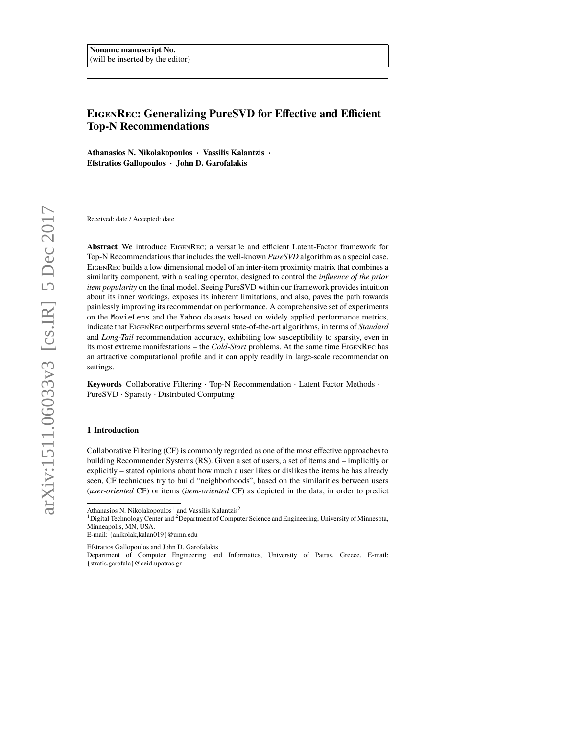Noname manuscript No.
(will be inserted by the editor)

# EigenRec: Generalizing PureSVD for Effective and Efficient Top-N Recommendations

**Athanasios N. Nikolakopoulos · Vassilis Kalantzis · Efstratios Gallopoulos · John D. Garofalakis**

Received: date / Accepted: date

**Abstract** We introduce EigenRec; a versatile and efficient Latent-Factor framework for Top-N Recommendations that includes the well-known *PureSVD* algorithm as a special case. EigenRec builds a low dimensional model of an inter-item proximity matrix that combines a similarity component, with a scaling operator, designed to control the *influence of the prior item popularity* on the final model. Seeing PureSVD within our framework provides intuition about its inner workings, exposes its inherent limitations, and also, paves the path towards painlessly improving its recommendation performance. A comprehensive set of experiments on the MovieLens and the Yahoo datasets based on widely applied performance metrics, indicate that EigenRec outperforms several state-of-the-art algorithms, in terms of *Standard* and *Long-Tail* recommendation accuracy, exhibiting low susceptibility to sparsity, even in its most extreme manifestations – the *Cold-Start* problems. At the same time EigenRec has an attractive computational profile and it can apply readily in large-scale recommendation settings.

**Keywords** Collaborative Filtering · Top-N Recommendation · Latent Factor Methods · PureSVD · Sparsity · Distributed Computing

## 1 Introduction

Collaborative Filtering (CF) is commonly regarded as one of the most effective approaches to building Recommender Systems (RS). Given a set of users, a set of items and – implicitly or explicitly – stated opinions about how much a user likes or dislikes the items he has already seen, CF techniques try to build "neighborhoods", based on the similarities between users (*user-oriented* CF) or items (*item-oriented* CF) as depicted in the data, in order to predict

---

Athanasios N. Nikolakopoulos[1] and Vassilis Kalantzis[2]
[1]Digital Technology Center and [2]Department of Computer Science and Engineering, University of Minnesota, Minneapolis, MN, USA.
E-mail: {anikolak,kalan019}@umn.edu

Efstratios Gallopoulos and John D. Garofalakis
Department of Computer Engineering and Informatics, University of Patras, Greece. E-mail: {stratis,garofala}@ceid.upatras.gr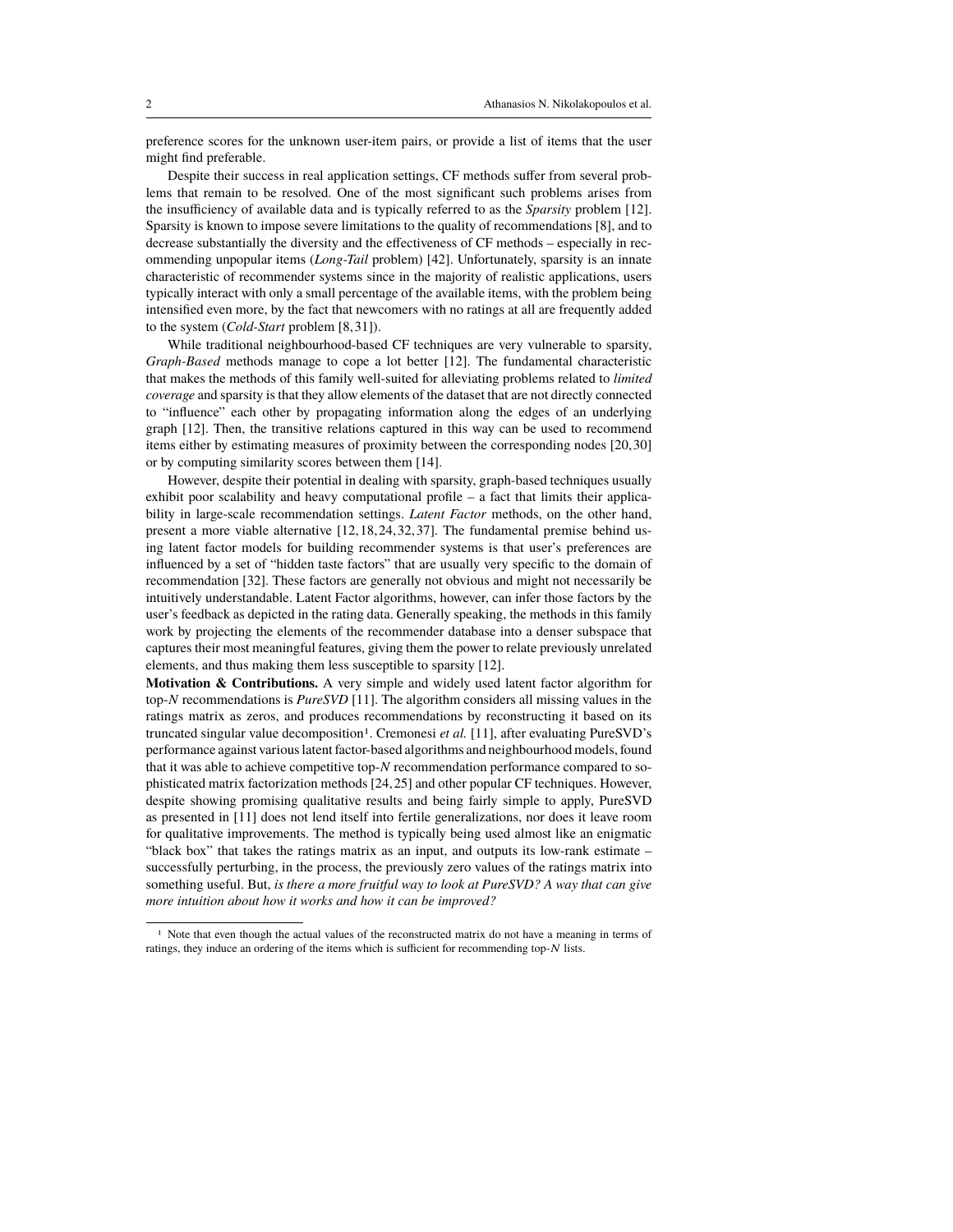preference scores for the unknown user-item pairs, or provide a list of items that the user might find preferable.

Despite their success in real application settings, CF methods suffer from several problems that remain to be resolved. One of the most significant such problems arises from the insufficiency of available data and is typically referred to as the *Sparsity* problem [12]. Sparsity is known to impose severe limitations to the quality of recommendations [8], and to decrease substantially the diversity and the effectiveness of CF methods – especially in recommending unpopular items (*Long-Tail* problem) [42]. Unfortunately, sparsity is an innate characteristic of recommender systems since in the majority of realistic applications, users typically interact with only a small percentage of the available items, with the problem being intensified even more, by the fact that newcomers with no ratings at all are frequently added to the system (*Cold-Start* problem [8,31]).

While traditional neighbourhood-based CF techniques are very vulnerable to sparsity, *Graph-Based* methods manage to cope a lot better [12]. The fundamental characteristic that makes the methods of this family well-suited for alleviating problems related to *limited coverage* and sparsity is that they allow elements of the dataset that are not directly connected to "influence" each other by propagating information along the edges of an underlying graph [12]. Then, the transitive relations captured in this way can be used to recommend items either by estimating measures of proximity between the corresponding nodes [20,30] or by computing similarity scores between them [14].

However, despite their potential in dealing with sparsity, graph-based techniques usually exhibit poor scalability and heavy computational profile – a fact that limits their applicability in large-scale recommendation settings. *Latent Factor* methods, on the other hand, present a more viable alternative [12,18,24,32,37]. The fundamental premise behind using latent factor models for building recommender systems is that user's preferences are influenced by a set of "hidden taste factors" that are usually very specific to the domain of recommendation [32]. These factors are generally not obvious and might not necessarily be intuitively understandable. Latent Factor algorithms, however, can infer those factors by the user's feedback as depicted in the rating data. Generally speaking, the methods in this family work by projecting the elements of the recommender database into a denser subspace that captures their most meaningful features, giving them the power to relate previously unrelated elements, and thus making them less susceptible to sparsity [12].

**Motivation & Contributions.** A very simple and widely used latent factor algorithm for top-$N$ recommendations is *PureSVD* [11]. The algorithm considers all missing values in the ratings matrix as zeros, and produces recommendations by reconstructing it based on its truncated singular value decomposition[1]. Cremonesi *et al.* [11], after evaluating PureSVD's performance against various latent factor-based algorithms and neighbourhood models, found that it was able to achieve competitive top-$N$ recommendation performance compared to sophisticated matrix factorization methods [24,25] and other popular CF techniques. However, despite showing promising qualitative results and being fairly simple to apply, PureSVD as presented in [11] does not lend itself into fertile generalizations, nor does it leave room for qualitative improvements. The method is typically being used almost like an enigmatic "black box" that takes the ratings matrix as an input, and outputs its low-rank estimate – successfully perturbing, in the process, the previously zero values of the ratings matrix into something useful. But, *is there a more fruitful way to look at PureSVD? A way that can give more intuition about how it works and how it can be improved?*

[1] Note that even though the actual values of the reconstructed matrix do not have a meaning in terms of ratings, they induce an ordering of the items which is sufficient for recommending top-$N$ lists.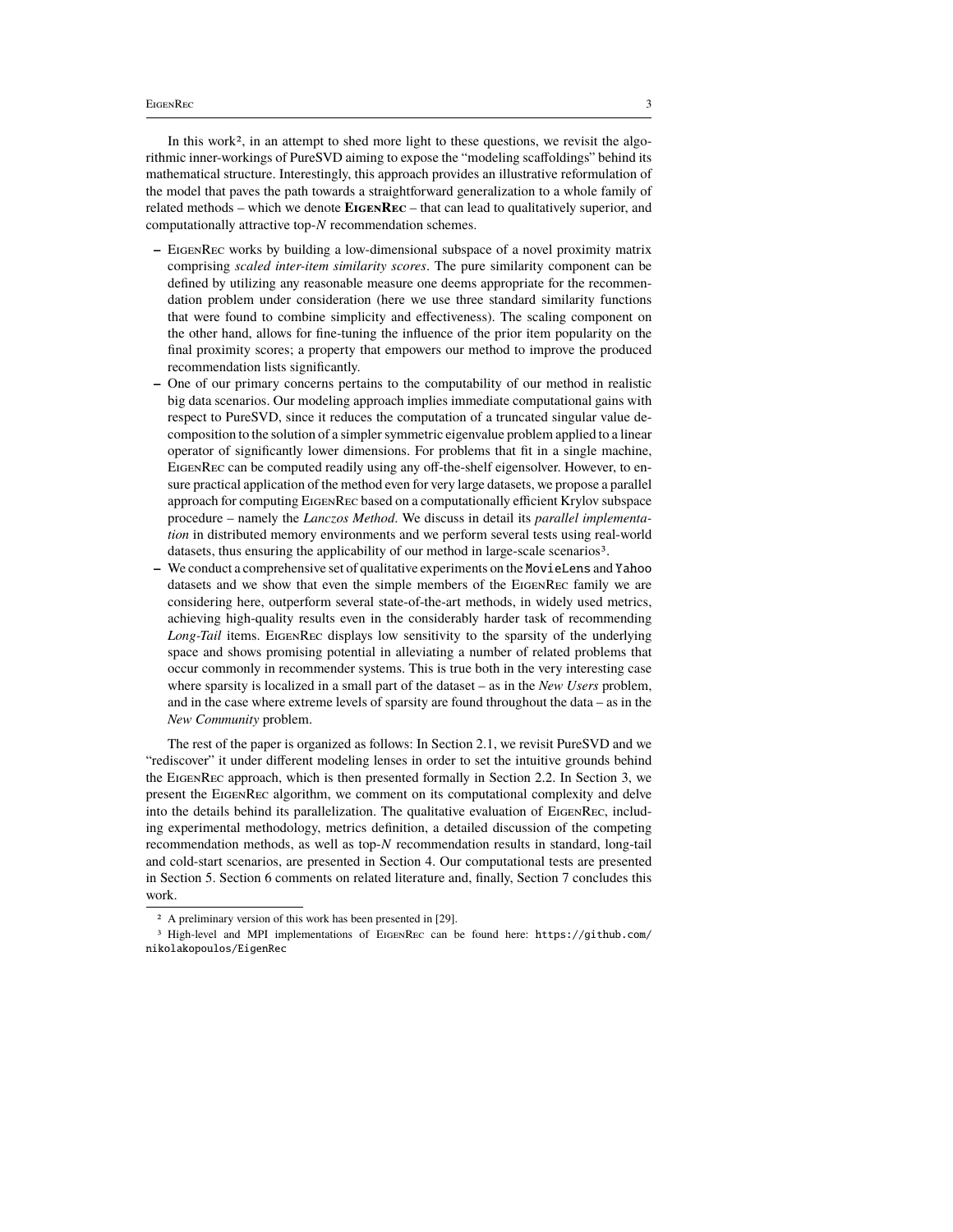In this work[2], in an attempt to shed more light to these questions, we revisit the algorithmic inner-workings of PureSVD aiming to expose the "modeling scaffoldings" behind its mathematical structure. Interestingly, this approach provides an illustrative reformulation of the model that paves the path towards a straightforward generalization to a whole family of related methods – which we denote **EigenRec** – that can lead to qualitatively superior, and computationally attractive top-*N* recommendation schemes.

- EigenRec works by building a low-dimensional subspace of a novel proximity matrix comprising *scaled inter-item similarity scores*. The pure similarity component can be defined by utilizing any reasonable measure one deems appropriate for the recommendation problem under consideration (here we use three standard similarity functions that were found to combine simplicity and effectiveness). The scaling component on the other hand, allows for fine-tuning the influence of the prior item popularity on the final proximity scores; a property that empowers our method to improve the produced recommendation lists significantly.
- One of our primary concerns pertains to the computability of our method in realistic big data scenarios. Our modeling approach implies immediate computational gains with respect to PureSVD, since it reduces the computation of a truncated singular value decomposition to the solution of a simpler symmetric eigenvalue problem applied to a linear operator of significantly lower dimensions. For problems that fit in a single machine, EigenRec can be computed readily using any off-the-shelf eigensolver. However, to ensure practical application of the method even for very large datasets, we propose a parallel approach for computing EigenRec based on a computationally efficient Krylov subspace procedure – namely the *Lanczos Method*. We discuss in detail its *parallel implementation* in distributed memory environments and we perform several tests using real-world datasets, thus ensuring the applicability of our method in large-scale scenarios[3].
- We conduct a comprehensive set of qualitative experiments on the `MovieLens` and `Yahoo` datasets and we show that even the simple members of the EigenRec family we are considering here, outperform several state-of-the-art methods, in widely used metrics, achieving high-quality results even in the considerably harder task of recommending *Long-Tail* items. EigenRec displays low sensitivity to the sparsity of the underlying space and shows promising potential in alleviating a number of related problems that occur commonly in recommender systems. This is true both in the very interesting case where sparsity is localized in a small part of the dataset – as in the *New Users* problem, and in the case where extreme levels of sparsity are found throughout the data – as in the *New Community* problem.

The rest of the paper is organized as follows: In Section 2.1, we revisit PureSVD and we "rediscover" it under different modeling lenses in order to set the intuitive grounds behind the EigenRec approach, which is then presented formally in Section 2.2. In Section 3, we present the EigenRec algorithm, we comment on its computational complexity and delve into the details behind its parallelization. The qualitative evaluation of EigenRec, including experimental methodology, metrics definition, a detailed discussion of the competing recommendation methods, as well as top-*N* recommendation results in standard, long-tail and cold-start scenarios, are presented in Section 4. Our computational tests are presented in Section 5. Section 6 comments on related literature and, finally, Section 7 concludes this work.

[2] A preliminary version of this work has been presented in [29].

[3] High-level and MPI implementations of EigenRec can be found here: https://github.com/nikolakopoulos/EigenRec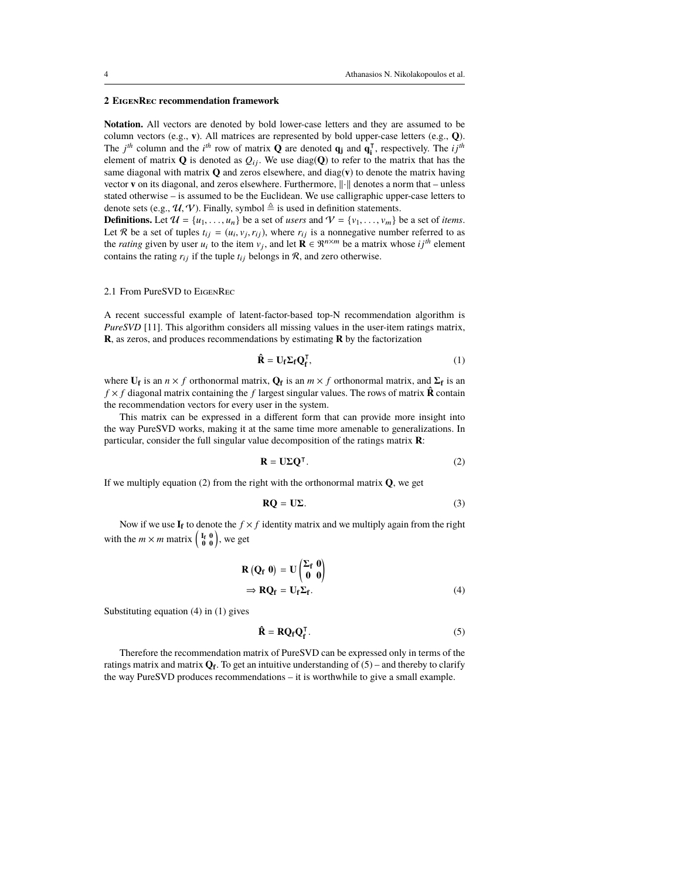## 2 EigenRec recommendation framework

**Notation.** All vectors are denoted by bold lower-case letters and they are assumed to be column vectors (e.g., $\mathbf{v}$). All matrices are represented by bold upper-case letters (e.g., $\mathbf{Q}$). The $j^{th}$ column and the $i^{th}$ row of matrix $\mathbf{Q}$ are denoted $\mathbf{q_j}$ and $\mathbf{q_i^\intercal}$, respectively. The $ij^{th}$ element of matrix $\mathbf{Q}$ is denoted as $Q_{ij}$. We use $\text{diag}(\mathbf{Q})$ to refer to the matrix that has the same diagonal with matrix $\mathbf{Q}$ and zeros elsewhere, and $\text{diag}(\mathbf{v})$ to denote the matrix having vector $\mathbf{v}$ on its diagonal, and zeros elsewhere. Furthermore, $\|\cdot\|$ denotes a norm that – unless stated otherwise – is assumed to be the Euclidean. We use calligraphic upper-case letters to denote sets (e.g., $\mathcal{U}, \mathcal{V}$). Finally, symbol $\triangleq$ is used in definition statements.

**Definitions.** Let $\mathcal{U} = \{u_1, \ldots, u_n\}$ be a set of *users* and $\mathcal{V} = \{v_1, \ldots, v_m\}$ be a set of *items*. Let $\mathcal{R}$ be a set of tuples $t_{ij} = (u_i, v_j, r_{ij})$, where $r_{ij}$ is a nonnegative number referred to as the *rating* given by user $u_i$ to the item $v_j$, and let $\mathbf{R} \in \Re^{n \times m}$ be a matrix whose $ij^{th}$ element contains the rating $r_{ij}$ if the tuple $t_{ij}$ belongs in $\mathcal{R}$, and zero otherwise.

### 2.1 From PureSVD to EigenRec

A recent successful example of latent-factor-based top-N recommendation algorithm is *PureSVD* [11]. This algorithm considers all missing values in the user-item ratings matrix, $\mathbf{R}$, as zeros, and produces recommendations by estimating $\mathbf{R}$ by the factorization

$$\hat{\mathbf{R}} = \mathbf{U_f \Sigma_f Q_f^\intercal}, \tag{1}$$

where $\mathbf{U_f}$ is an $n \times f$ orthonormal matrix, $\mathbf{Q_f}$ is an $m \times f$ orthonormal matrix, and $\mathbf{\Sigma_f}$ is an $f \times f$ diagonal matrix containing the $f$ largest singular values. The rows of matrix $\hat{\mathbf{R}}$ contain the recommendation vectors for every user in the system.

This matrix can be expressed in a different form that can provide more insight into the way PureSVD works, making it at the same time more amenable to generalizations. In particular, consider the full singular value decomposition of the ratings matrix $\mathbf{R}$:

$$\mathbf{R} = \mathbf{U \Sigma Q^\intercal}. \tag{2}$$

If we multiply equation (2) from the right with the orthonormal matrix $\mathbf{Q}$, we get

$$\mathbf{RQ} = \mathbf{U\Sigma}. \tag{3}$$

Now if we use $\mathbf{I_f}$ to denote the $f \times f$ identity matrix and we multiply again from the right with the $m \times m$ matrix $\begin{pmatrix} \mathbf{I_f} & \mathbf{0} \\ \mathbf{0} & \mathbf{0} \end{pmatrix}$, we get

$$\begin{aligned} \mathbf{R} \begin{pmatrix} \mathbf{Q_f} & \mathbf{0} \end{pmatrix} &= \mathbf{U} \begin{pmatrix} \mathbf{\Sigma_f} & \mathbf{0} \\ \mathbf{0} & \mathbf{0} \end{pmatrix} \\ \Rightarrow \mathbf{RQ_f} &= \mathbf{U_f \Sigma_f}. \end{aligned} \tag{4}$$

Substituting equation (4) in (1) gives

$$\hat{\mathbf{R}} = \mathbf{RQ_f Q_f^\intercal}. \tag{5}$$

Therefore the recommendation matrix of PureSVD can be expressed only in terms of the ratings matrix and matrix $\mathbf{Q_f}$. To get an intuitive understanding of (5) – and thereby to clarify the way PureSVD produces recommendations – it is worthwhile to give a small example.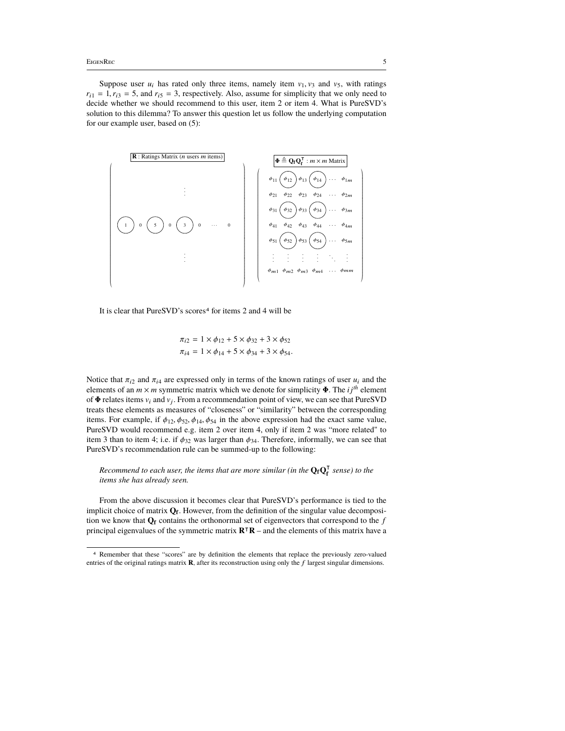Suppose user $u_i$ has rated only three items, namely item $v_1, v_3$ and $v_5$, with ratings $r_{i1} = 1, r_{i3} = 5$, and $r_{i5} = 3$, respectively. Also, assume for simplicity that we only need to decide whether we should recommend to this user, item 2 or item 4. What is PureSVD's solution to this dilemma? To answer this question let us follow the underlying computation for our example user, based on (5):

**R** : Ratings Matrix ($n$ users $m$ items)

$$\begin{pmatrix} & & & & \vdots & & & & \\ 1 & 0 & 5 & 0 & 3 & 0 & \cdots & 0 \\ & & & & \vdots & & & & \end{pmatrix}$$

$\mathbf{\Phi} \triangleq \mathbf{Q_f Q_f^\intercal}$ : $m \times m$ Matrix

$$\begin{pmatrix} \phi_{11} & \phi_{12} & \phi_{13} & \phi_{14} & \cdots & \phi_{1m} \\ \phi_{21} & \phi_{22} & \phi_{23} & \phi_{24} & \cdots & \phi_{2m} \\ \phi_{31} & \phi_{32} & \phi_{33} & \phi_{34} & \cdots & \phi_{3m} \\ \phi_{41} & \phi_{42} & \phi_{43} & \phi_{44} & \cdots & \phi_{4m} \\ \phi_{51} & \phi_{52} & \phi_{53} & \phi_{54} & \cdots & \phi_{5m} \\ \vdots & \vdots & \vdots & \vdots & \ddots & \vdots \\ \phi_{m1} & \phi_{m2} & \phi_{m3} & \phi_{m4} & \cdots & \phi_{mm} \end{pmatrix}$$

It is clear that PureSVD's scores[4] for items 2 and 4 will be

$$\pi_{i2} = 1 \times \phi_{12} + 5 \times \phi_{32} + 3 \times \phi_{52}$$
$$\pi_{i4} = 1 \times \phi_{14} + 5 \times \phi_{34} + 3 \times \phi_{54}.$$

Notice that $\pi_{i2}$ and $\pi_{i4}$ are expressed only in terms of the known ratings of user $u_i$ and the elements of an $m \times m$ symmetric matrix which we denote for simplicity $\mathbf{\Phi}$. The $ij^{th}$ element of $\mathbf{\Phi}$ relates items $v_i$ and $v_j$. From a recommendation point of view, we can see that PureSVD treats these elements as measures of "closeness" or "similarity" between the corresponding items. For example, if $\phi_{12}, \phi_{52}, \phi_{14}, \phi_{54}$ in the above expression had the exact same value, PureSVD would recommend e.g. item 2 over item 4, only if item 2 was "more related" to item 3 than to item 4; i.e. if $\phi_{32}$ was larger than $\phi_{34}$. Therefore, informally, we can see that PureSVD's recommendation rule can be summed-up to the following:

> *Recommend to each user, the items that are more similar (in the $\mathbf{Q_f Q_f^\intercal}$ sense) to the items she has already seen.*

From the above discussion it becomes clear that PureSVD's performance is tied to the implicit choice of matrix $\mathbf{Q_f}$. However, from the definition of the singular value decomposition we know that $\mathbf{Q_f}$ contains the orthonormal set of eigenvectors that correspond to the $f$ principal eigenvalues of the symmetric matrix $\mathbf{R^\intercal R}$ – and the elements of this matrix have a

[4] Remember that these "scores" are by definition the elements that replace the previously zero-valued entries of the original ratings matrix $\mathbf{R}$, after its reconstruction using only the $f$ largest singular dimensions.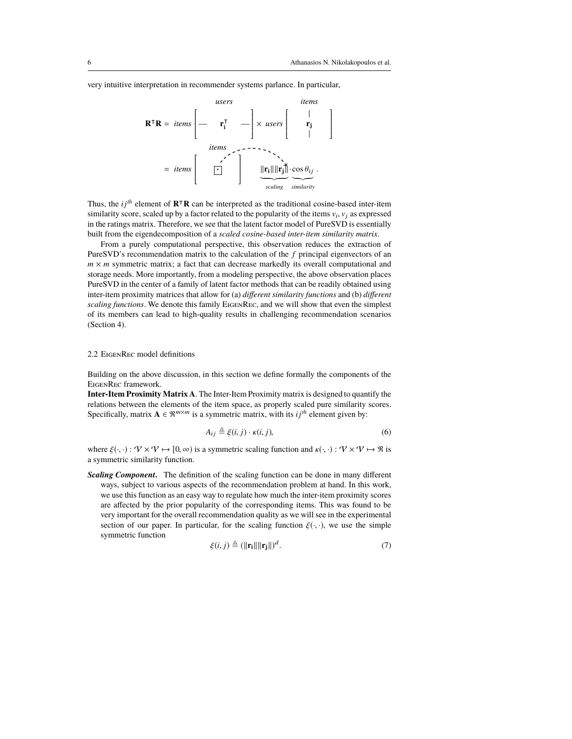very intuitive interpretation in recommender systems parlance. In particular,

$$\mathbf{R}^\intercal\mathbf{R} = \mathit{items}\overset{\mathit{users}}{\begin{bmatrix} — & \mathbf{r_i}^\intercal & — \end{bmatrix}} \times \mathit{users}\overset{\mathit{items}}{\begin{bmatrix} & | & \\ & \mathbf{r_j} & \\ & | & \end{bmatrix}}$$

$$= \mathit{items}\overset{\mathit{items}}{\begin{bmatrix} & & \\ & \boxed{\cdot} & \\ & & \end{bmatrix}} \quad \underbrace{\|\mathbf{r_i}\|\|\mathbf{r_j}\|}_{\mathit{scaling}} \cdot \underbrace{\cos\theta_{ij}}_{\mathit{similarity}}.$$

Thus, the $ij^{th}$ element of $\mathbf{R}^\intercal\mathbf{R}$ can be interpreted as the traditional cosine-based inter-item similarity score, scaled up by a factor related to the popularity of the items $v_i, v_j$ as expressed in the ratings matrix. Therefore, we see that the latent factor model of PureSVD is essentially built from the eigendecomposition of a *scaled cosine-based inter-item similarity matrix*.

From a purely computational perspective, this observation reduces the extraction of PureSVD's recommendation matrix to the calculation of the $f$ principal eigenvectors of an $m \times m$ symmetric matrix; a fact that can decrease markedly its overall computational and storage needs. More importantly, from a modeling perspective, the above observation places PureSVD in the center of a family of latent factor methods that can be readily obtained using inter-item proximity matrices that allow for (a) *different similarity functions* and (b) *different scaling functions*. We denote this family EigenRec, and we will show that even the simplest of its members can lead to high-quality results in challenging recommendation scenarios (Section 4).

### 2.2 EigenRec model definitions

Building on the above discussion, in this section we define formally the components of the EigenRec framework.

**Inter-Item Proximity Matrix A**. The Inter-Item Proximity matrix is designed to quantify the relations between the elements of the item space, as properly scaled pure similarity scores. Specifically, matrix $\mathbf{A} \in \Re^{m\times m}$ is a symmetric matrix, with its $ij^{th}$ element given by:

$$A_{ij} \triangleq \xi(i,j) \cdot \kappa(i,j), \tag{6}$$

where $\xi(\cdot,\cdot) : \mathcal{V}\times\mathcal{V} \mapsto [0,\infty)$ is a symmetric scaling function and $\kappa(\cdot,\cdot) : \mathcal{V}\times\mathcal{V} \mapsto \Re$ is a symmetric similarity function.

***Scaling Component***. The definition of the scaling function can be done in many different ways, subject to various aspects of the recommendation problem at hand. In this work, we use this function as an easy way to regulate how much the inter-item proximity scores are affected by the prior popularity of the corresponding items. This was found to be very important for the overall recommendation quality as we will see in the experimental section of our paper. In particular, for the scaling function $\xi(\cdot,\cdot)$, we use the simple symmetric function

$$\xi(i,j) \triangleq (\|\mathbf{r_i}\|\|\mathbf{r_j}\|)^d. \tag{7}$$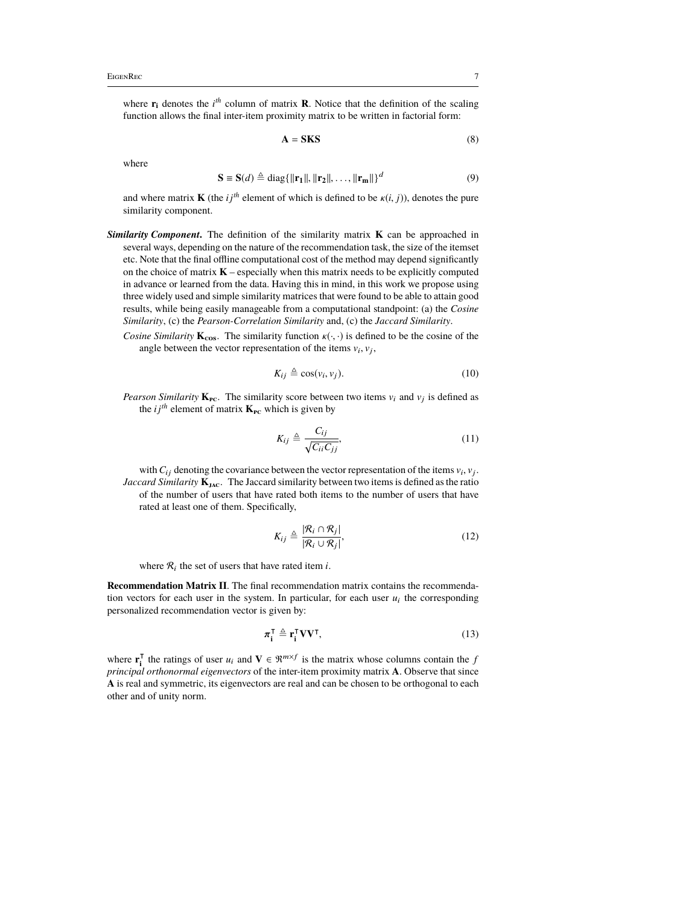where $\mathbf{r_i}$ denotes the $i^{th}$ column of matrix $\mathbf{R}$. Notice that the definition of the scaling function allows the final inter-item proximity matrix to be written in factorial form:

$$\mathbf{A} = \mathbf{SKS} \tag{8}$$

where

$$\mathbf{S} \equiv \mathbf{S}(d) \triangleq \operatorname{diag}\{\|\mathbf{r_1}\|, \|\mathbf{r_2}\|, \ldots, \|\mathbf{r_m}\|\}^d \tag{9}$$

and where matrix $\mathbf{K}$ (the $ij^{th}$ element of which is defined to be $\kappa(i, j)$), denotes the pure similarity component.

***Similarity Component*.** The definition of the similarity matrix $\mathbf{K}$ can be approached in several ways, depending on the nature of the recommendation task, the size of the itemset etc. Note that the final offline computational cost of the method may depend significantly on the choice of matrix $\mathbf{K}$ – especially when this matrix needs to be explicitly computed in advance or learned from the data. Having this in mind, in this work we propose using three widely used and simple similarity matrices that were found to be able to attain good results, while being easily manageable from a computational standpoint: (a) the *Cosine Similarity*, (c) the *Pearson-Correlation Similarity* and, (c) the *Jaccard Similarity*.

*Cosine Similarity* $\mathbf{K_{cos}}$. The similarity function $\kappa(\cdot, \cdot)$ is defined to be the cosine of the angle between the vector representation of the items $v_i, v_j$,

$$K_{ij} \triangleq \cos(v_i, v_j). \tag{10}$$

*Pearson Similarity* $\mathbf{K_{PC}}$. The similarity score between two items $v_i$ and $v_j$ is defined as the $ij^{th}$ element of matrix $\mathbf{K_{PC}}$ which is given by

$$K_{ij} \triangleq \frac{C_{ij}}{\sqrt{C_{ii}C_{jj}}}, \tag{11}$$

with $C_{ij}$ denoting the covariance between the vector representation of the items $v_i, v_j$.

*Jaccard Similarity* $\mathbf{K_{JAC}}$. The Jaccard similarity between two items is defined as the ratio of the number of users that have rated both items to the number of users that have rated at least one of them. Specifically,

$$K_{ij} \triangleq \frac{|\mathcal{R}_i \cap \mathcal{R}_j|}{|\mathcal{R}_i \cup \mathcal{R}_j|}, \tag{12}$$

where $\mathcal{R}_i$ the set of users that have rated item $i$.

**Recommendation Matrix $\mathbf{\Pi}$**. The final recommendation matrix contains the recommendation vectors for each user in the system. In particular, for each user $u_i$ the corresponding personalized recommendation vector is given by:

$$\boldsymbol{\pi}_\mathbf{i}^\intercal \triangleq \mathbf{r}_\mathbf{i}^\intercal \mathbf{V}\mathbf{V}^\intercal, \tag{13}$$

where $\mathbf{r}_\mathbf{i}^\intercal$ the ratings of user $u_i$ and $\mathbf{V} \in \Re^{m \times f}$ is the matrix whose columns contain the $f$ *principal orthonormal eigenvectors* of the inter-item proximity matrix $\mathbf{A}$. Observe that since $\mathbf{A}$ is real and symmetric, its eigenvectors are real and can be chosen to be orthogonal to each other and of unity norm.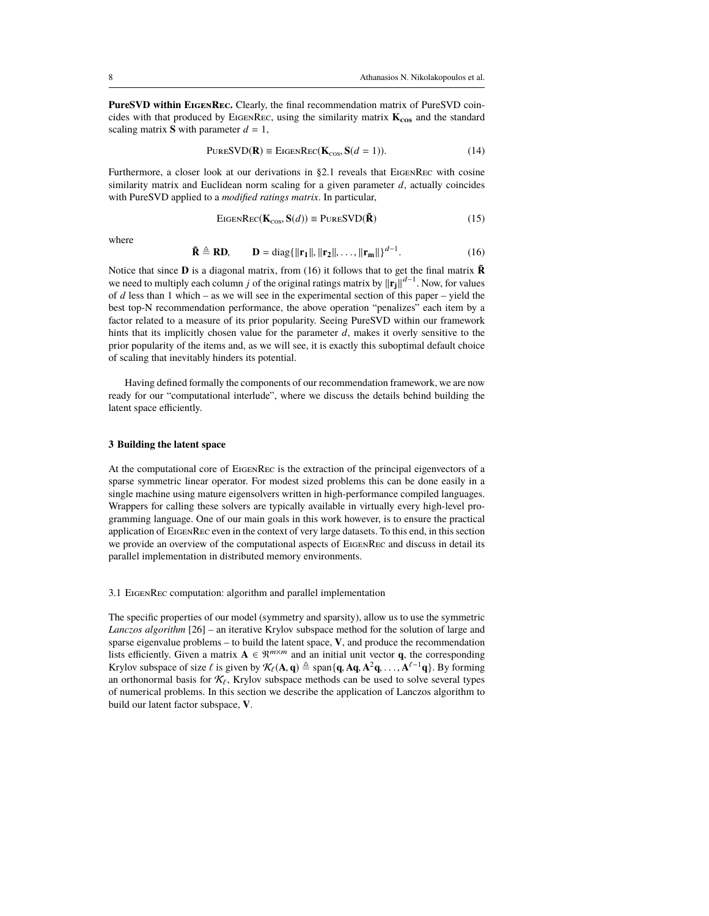**PureSVD within EigenRec.** Clearly, the final recommendation matrix of PureSVD coincides with that produced by EigenRec, using the similarity matrix $\mathbf{K_{cos}}$ and the standard scaling matrix $\mathbf{S}$ with parameter $d = 1$,

$$\text{PureSVD}(\mathbf{R}) \equiv \text{EigenRec}(\mathbf{K_{\cos}}, \mathbf{S}(d = 1)). \tag{14}$$

Furthermore, a closer look at our derivations in §2.1 reveals that EigenRec with cosine similarity matrix and Euclidean norm scaling for a given parameter $d$, actually coincides with PureSVD applied to a *modified ratings matrix*. In particular,

$$\text{EigenRec}(\mathbf{K}_{\cos}, \mathbf{S}(d)) \equiv \text{PureSVD}(\tilde{\mathbf{R}}) \tag{15}$$

where

$$\tilde{\mathbf{R}} \triangleq \mathbf{RD}, \qquad \mathbf{D} = \text{diag}\{\|\mathbf{r_1}\|, \|\mathbf{r_2}\|, \dots, \|\mathbf{r_m}\|\}^{d-1}. \tag{16}$$

Notice that since $\mathbf{D}$ is a diagonal matrix, from (16) it follows that to get the final matrix $\tilde{\mathbf{R}}$ we need to multiply each column $j$ of the original ratings matrix by $\|\mathbf{r_j}\|^{d-1}$. Now, for values of $d$ less than 1 which – as we will see in the experimental section of this paper – yield the best top-N recommendation performance, the above operation "penalizes" each item by a factor related to a measure of its prior popularity. Seeing PureSVD within our framework hints that its implicitly chosen value for the parameter $d$, makes it overly sensitive to the prior popularity of the items and, as we will see, it is exactly this suboptimal default choice of scaling that inevitably hinders its potential.

Having defined formally the components of our recommendation framework, we are now ready for our "computational interlude", where we discuss the details behind building the latent space efficiently.

## 3 Building the latent space

At the computational core of EigenRec is the extraction of the principal eigenvectors of a sparse symmetric linear operator. For modest sized problems this can be done easily in a single machine using mature eigensolvers written in high-performance compiled languages. Wrappers for calling these solvers are typically available in virtually every high-level programming language. One of our main goals in this work however, is to ensure the practical application of EigenRec even in the context of very large datasets. To this end, in this section we provide an overview of the computational aspects of EigenRec and discuss in detail its parallel implementation in distributed memory environments.

### 3.1 EigenRec computation: algorithm and parallel implementation

The specific properties of our model (symmetry and sparsity), allow us to use the symmetric *Lanczos algorithm* [26] – an iterative Krylov subspace method for the solution of large and sparse eigenvalue problems – to build the latent space, $\mathbf{V}$, and produce the recommendation lists efficiently. Given a matrix $\mathbf{A} \in \Re^{m \times m}$ and an initial unit vector $\mathbf{q}$, the corresponding Krylov subspace of size $\ell$ is given by $\mathcal{K}_\ell(\mathbf{A}, \mathbf{q}) \triangleq \text{span}\{\mathbf{q}, \mathbf{Aq}, \mathbf{A}^2\mathbf{q}, \dots, \mathbf{A}^{\ell-1}\mathbf{q}\}$. By forming an orthonormal basis for $\mathcal{K}_\ell$, Krylov subspace methods can be used to solve several types of numerical problems. In this section we describe the application of Lanczos algorithm to build our latent factor subspace, $\mathbf{V}$.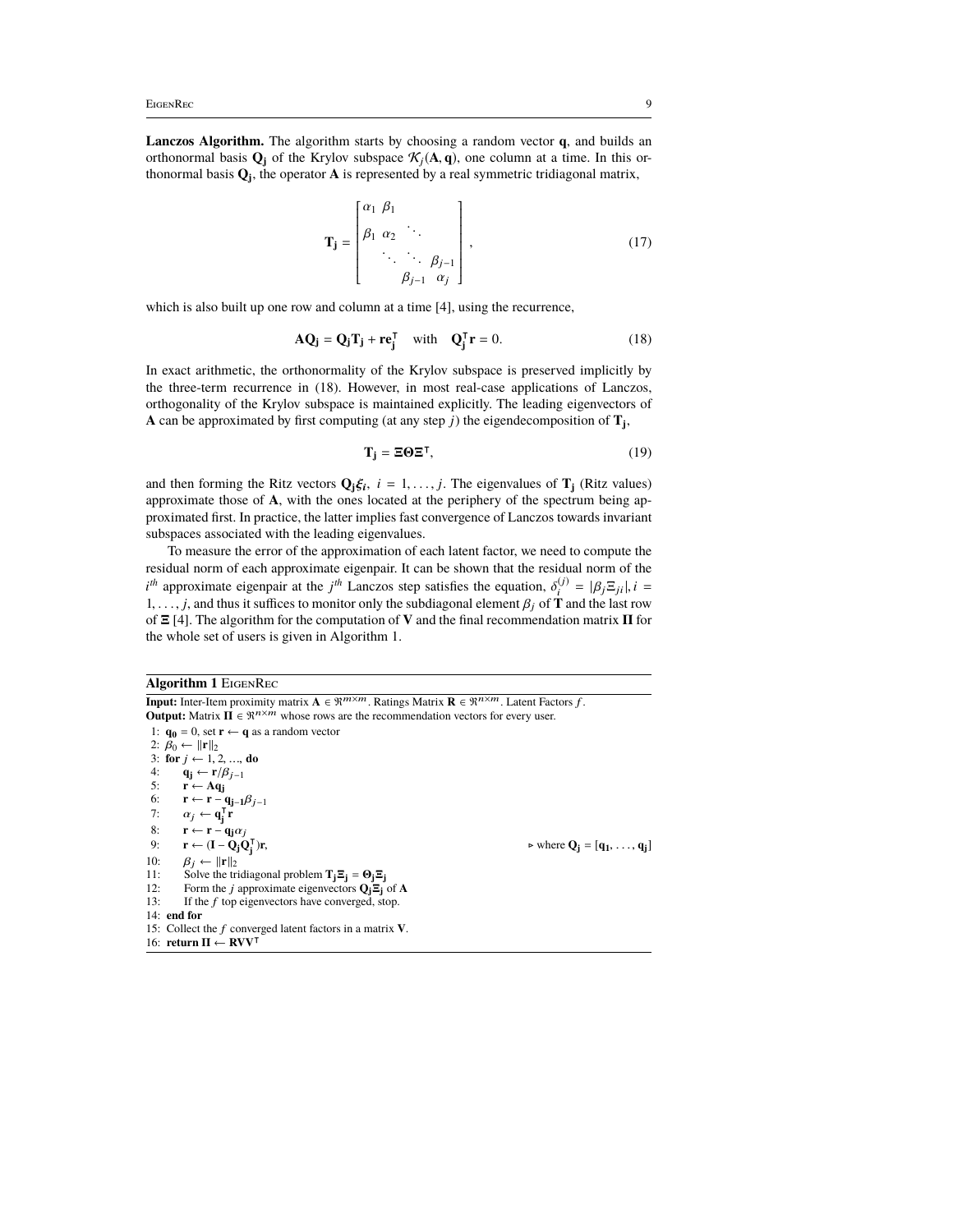**Lanczos Algorithm.** The algorithm starts by choosing a random vector $\mathbf{q}$, and builds an orthonormal basis $\mathbf{Q_j}$ of the Krylov subspace $\mathcal{K}_j(\mathbf{A}, \mathbf{q})$, one column at a time. In this orthonormal basis $\mathbf{Q_j}$, the operator $\mathbf{A}$ is represented by a real symmetric tridiagonal matrix,

$$\mathbf{T_j} = \begin{bmatrix} \alpha_1 & \beta_1 & & \\ \beta_1 & \alpha_2 & \ddots & \\ & \ddots & \ddots & \beta_{j-1} \\ & & \beta_{j-1} & \alpha_j \end{bmatrix}, \tag{17}$$

which is also built up one row and column at a time [4], using the recurrence,

$$\mathbf{AQ_j} = \mathbf{Q_j T_j} + \mathbf{r e_j^{\intercal}} \quad \text{with} \quad \mathbf{Q_j^{\intercal} r} = 0. \tag{18}$$

In exact arithmetic, the orthonormality of the Krylov subspace is preserved implicitly by the three-term recurrence in (18). However, in most real-case applications of Lanczos, orthogonality of the Krylov subspace is maintained explicitly. The leading eigenvectors of $\mathbf{A}$ can be approximated by first computing (at any step $j$) the eigendecomposition of $\mathbf{T_j}$,

$$\mathbf{T_j} = \mathbf{\Xi \Theta \Xi^{\intercal}}, \tag{19}$$

and then forming the Ritz vectors $\mathbf{Q_j}\boldsymbol{\xi_i}$, $i = 1, \ldots, j$. The eigenvalues of $\mathbf{T_j}$ (Ritz values) approximate those of $\mathbf{A}$, with the ones located at the periphery of the spectrum being approximated first. In practice, the latter implies fast convergence of Lanczos towards invariant subspaces associated with the leading eigenvalues.

To measure the error of the approximation of each latent factor, we need to compute the residual norm of each approximate eigenpair. It can be shown that the residual norm of the $i^{th}$ approximate eigenpair at the $j^{th}$ Lanczos step satisfies the equation, $\delta_i^{(j)} = |\beta_j \Xi_{ji}|, i = 1, \ldots, j$, and thus it suffices to monitor only the subdiagonal element $\beta_j$ of $\mathbf{T}$ and the last row of $\mathbf{\Xi}$ [4]. The algorithm for the computation of $\mathbf{V}$ and the final recommendation matrix $\mathbf{\Pi}$ for the whole set of users is given in Algorithm 1.

**Algorithm 1** EigenRec

**Input:** Inter-Item proximity matrix $\mathbf{A} \in \Re^{m \times m}$. Ratings Matrix $\mathbf{R} \in \Re^{n \times m}$. Latent Factors $f$.
**Output:** Matrix $\mathbf{\Pi} \in \Re^{n \times m}$ whose rows are the recommendation vectors for every user.

1: $\mathbf{q_0} = 0$, set $\mathbf{r} \leftarrow \mathbf{q}$ as a random vector
2: $\beta_0 \leftarrow \|\mathbf{r}\|_2$
3: **for** $j \leftarrow 1, 2, \ldots,$ **do**
4: $\quad \mathbf{q_j} \leftarrow \mathbf{r}/\beta_{j-1}$
5: $\quad \mathbf{r} \leftarrow \mathbf{A q_j}$
6: $\quad \mathbf{r} \leftarrow \mathbf{r} - \mathbf{q_{j-1}}\beta_{j-1}$
7: $\quad \alpha_j \leftarrow \mathbf{q_j^{\intercal} r}$
8: $\quad \mathbf{r} \leftarrow \mathbf{r} - \mathbf{q_j}\alpha_j$
9: $\quad \mathbf{r} \leftarrow (\mathbf{I} - \mathbf{Q_j Q_j^{\intercal}})\mathbf{r}$, ▷ where $\mathbf{Q_j} = [\mathbf{q_1}, \ldots, \mathbf{q_j}]$
10: $\quad \beta_j \leftarrow \|\mathbf{r}\|_2$
11: $\quad$ Solve the tridiagonal problem $\mathbf{T_j \Xi_j} = \mathbf{\Theta_j \Xi_j}$
12: $\quad$ Form the $j$ approximate eigenvectors $\mathbf{Q_j \Xi_j}$ of $\mathbf{A}$
13: $\quad$ If the $f$ top eigenvectors have converged, stop.
14: **end for**
15: Collect the $f$ converged latent factors in a matrix $\mathbf{V}$.
16: **return** $\mathbf{\Pi} \leftarrow \mathbf{RVV^{\intercal}}$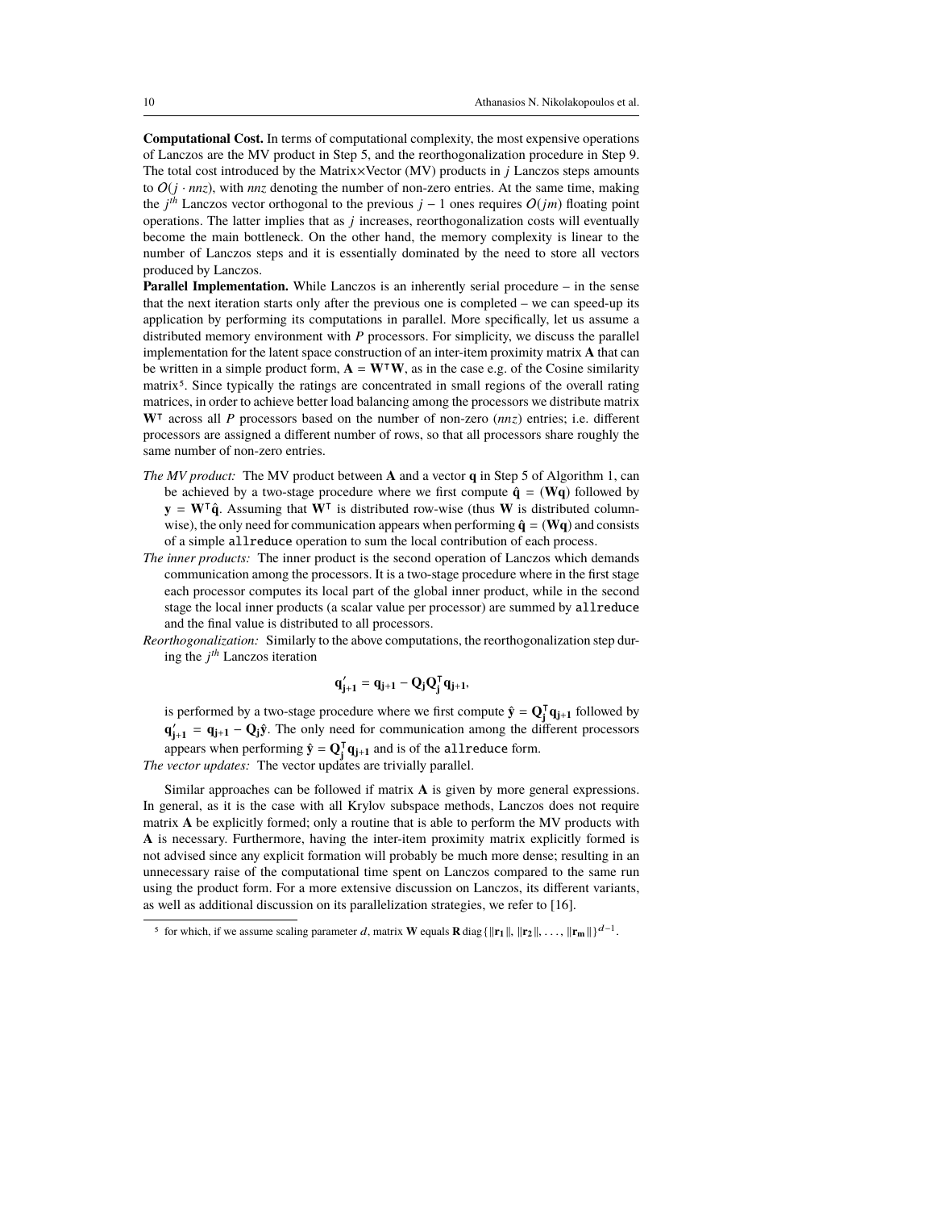**Computational Cost.** In terms of computational complexity, the most expensive operations of Lanczos are the MV product in Step 5, and the reorthogonalization procedure in Step 9. The total cost introduced by the Matrix×Vector (MV) products in $j$ Lanczos steps amounts to $O(j \cdot nnz)$, with *nnz* denoting the number of non-zero entries. At the same time, making the $j^{th}$ Lanczos vector orthogonal to the previous $j - 1$ ones requires $O(jm)$ floating point operations. The latter implies that as $j$ increases, reorthogonalization costs will eventually become the main bottleneck. On the other hand, the memory complexity is linear to the number of Lanczos steps and it is essentially dominated by the need to store all vectors produced by Lanczos.

**Parallel Implementation.** While Lanczos is an inherently serial procedure – in the sense that the next iteration starts only after the previous one is completed – we can speed-up its application by performing its computations in parallel. More specifically, let us assume a distributed memory environment with $P$ processors. For simplicity, we discuss the parallel implementation for the latent space construction of an inter-item proximity matrix $\mathbf{A}$ that can be written in a simple product form, $\mathbf{A} = \mathbf{W}^{\intercal}\mathbf{W}$, as in the case e.g. of the Cosine similarity matrix[5]. Since typically the ratings are concentrated in small regions of the overall rating matrices, in order to achieve better load balancing among the processors we distribute matrix $\mathbf{W}^{\intercal}$ across all $P$ processors based on the number of non-zero (*nnz*) entries; i.e. different processors are assigned a different number of rows, so that all processors share roughly the same number of non-zero entries.

*The MV product:* The MV product between $\mathbf{A}$ and a vector $\mathbf{q}$ in Step 5 of Algorithm 1, can be achieved by a two-stage procedure where we first compute $\hat{\mathbf{q}} = (\mathbf{W}\mathbf{q})$ followed by $\mathbf{y} = \mathbf{W}^{\intercal}\hat{\mathbf{q}}$. Assuming that $\mathbf{W}^{\intercal}$ is distributed row-wise (thus $\mathbf{W}$ is distributed column-wise), the only need for communication appears when performing $\hat{\mathbf{q}} = (\mathbf{W}\mathbf{q})$ and consists of a simple `allreduce` operation to sum the local contribution of each process.

*The inner products:* The inner product is the second operation of Lanczos which demands communication among the processors. It is a two-stage procedure where in the first stage each processor computes its local part of the global inner product, while in the second stage the local inner products (a scalar value per processor) are summed by `allreduce` and the final value is distributed to all processors.

*Reorthogonalization:* Similarly to the above computations, the reorthogonalization step during the $j^{th}$ Lanczos iteration

$$\mathbf{q}'_{\mathbf{j+1}} = \mathbf{q}_{\mathbf{j+1}} - \mathbf{Q}_{\mathbf{j}}\mathbf{Q}_{\mathbf{j}}^{\intercal}\mathbf{q}_{\mathbf{j+1}},$$

is performed by a two-stage procedure where we first compute $\hat{\mathbf{y}} = \mathbf{Q}_{\mathbf{j}}^{\intercal}\mathbf{q}_{\mathbf{j+1}}$ followed by $\mathbf{q}'_{\mathbf{j+1}} = \mathbf{q}_{\mathbf{j+1}} - \mathbf{Q}_{\mathbf{j}}\hat{\mathbf{y}}$. The only need for communication among the different processors appears when performing $\hat{\mathbf{y}} = \mathbf{Q}_{\mathbf{j}}^{\intercal}\mathbf{q}_{\mathbf{j+1}}$ and is of the `allreduce` form.

*The vector updates:* The vector updates are trivially parallel.

Similar approaches can be followed if matrix $\mathbf{A}$ is given by more general expressions. In general, as it is the case with all Krylov subspace methods, Lanczos does not require matrix $\mathbf{A}$ be explicitly formed; only a routine that is able to perform the MV products with $\mathbf{A}$ is necessary. Furthermore, having the inter-item proximity matrix explicitly formed is not advised since any explicit formation will probably be much more dense; resulting in an unnecessary raise of the computational time spent on Lanczos compared to the same run using the product form. For a more extensive discussion on Lanczos, its different variants, as well as additional discussion on its parallelization strategies, we refer to [16].

[5] for which, if we assume scaling parameter $d$, matrix $\mathbf{W}$ equals $\mathbf{R}\,\mathrm{diag}\{\|\mathbf{r_1}\|, \|\mathbf{r_2}\|, \ldots, \|\mathbf{r_m}\|\}^{d-1}$.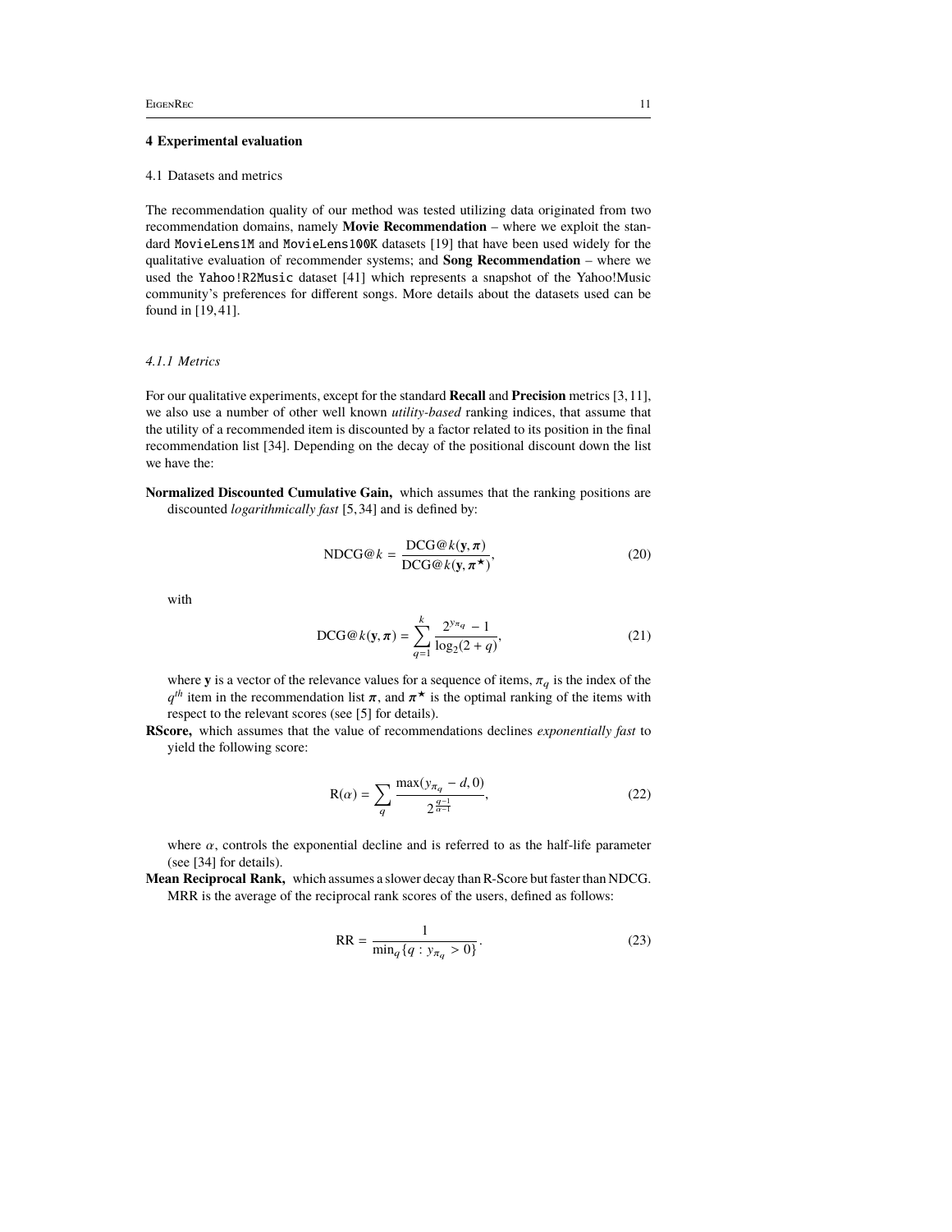## 4 Experimental evaluation

### 4.1 Datasets and metrics

The recommendation quality of our method was tested utilizing data originated from two recommendation domains, namely **Movie Recommendation** – where we exploit the standard `MovieLens1M` and `MovieLens100K` datasets [19] that have been used widely for the qualitative evaluation of recommender systems; and **Song Recommendation** – where we used the `Yahoo!R2Music` dataset [41] which represents a snapshot of the Yahoo!Music community's preferences for different songs. More details about the datasets used can be found in [19,41].

#### *4.1.1 Metrics*

For our qualitative experiments, except for the standard **Recall** and **Precision** metrics [3,11], we also use a number of other well known *utility-based* ranking indices, that assume that the utility of a recommended item is discounted by a factor related to its position in the final recommendation list [34]. Depending on the decay of the positional discount down the list we have the:

**Normalized Discounted Cumulative Gain,** which assumes that the ranking positions are discounted *logarithmically fast* [5,34] and is defined by:

$$\text{NDCG@}k = \frac{\text{DCG@}k(\mathbf{y}, \boldsymbol{\pi})}{\text{DCG@}k(\mathbf{y}, \boldsymbol{\pi}^{\star})}, \tag{20}$$

with

$$\text{DCG@}k(\mathbf{y}, \boldsymbol{\pi}) = \sum_{q=1}^{k} \frac{2^{y_{\pi_q}} - 1}{\log_2(2+q)}, \tag{21}$$

where $\mathbf{y}$ is a vector of the relevance values for a sequence of items, $\pi_q$ is the index of the $q^{th}$ item in the recommendation list $\boldsymbol{\pi}$, and $\boldsymbol{\pi}^{\star}$ is the optimal ranking of the items with respect to the relevant scores (see [5] for details).

**RScore,** which assumes that the value of recommendations declines *exponentially fast* to yield the following score:

$$\text{R}(\alpha) = \sum_{q} \frac{\max(y_{\pi_q} - d, 0)}{2^{\frac{q-1}{\alpha-1}}}, \tag{22}$$

where $\alpha$, controls the exponential decline and is referred to as the half-life parameter (see [34] for details).

**Mean Reciprocal Rank,** which assumes a slower decay than R-Score but faster than NDCG. MRR is the average of the reciprocal rank scores of the users, defined as follows:

$$\text{RR} = \frac{1}{\min_q\{q : y_{\pi_q} > 0\}}. \tag{23}$$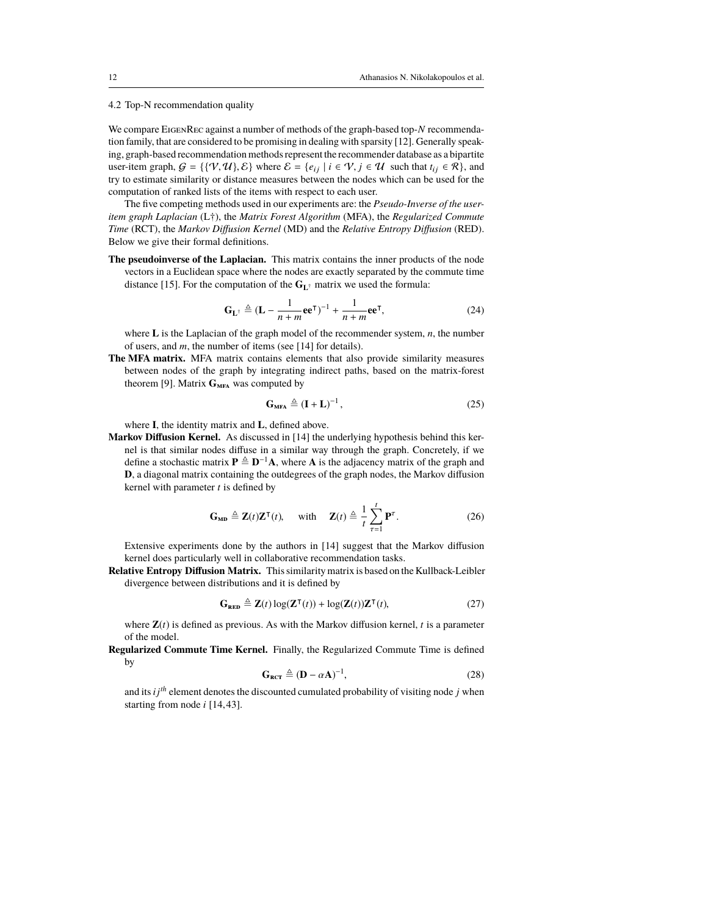### 4.2 Top-N recommendation quality

We compare EigenRec against a number of methods of the graph-based top-$N$ recommendation family, that are considered to be promising in dealing with sparsity [12]. Generally speaking, graph-based recommendation methods represent the recommender database as a bipartite user-item graph, $\mathcal{G} = \{\{\mathcal{V}, \mathcal{U}\}, \mathcal{E}\}$ where $\mathcal{E} = \{e_{ij} \mid i \in \mathcal{V}, j \in \mathcal{U} \text{ such that } t_{ij} \in \mathcal{R}\}$, and try to estimate similarity or distance measures between the nodes which can be used for the computation of ranked lists of the items with respect to each user.

The five competing methods used in our experiments are: the *Pseudo-Inverse of the user-item graph Laplacian* (L†), the *Matrix Forest Algorithm* (MFA), the *Regularized Commute Time* (RCT), the *Markov Diffusion Kernel* (MD) and the *Relative Entropy Diffusion* (RED). Below we give their formal definitions.

**The pseudoinverse of the Laplacian.** This matrix contains the inner products of the node vectors in a Euclidean space where the nodes are exactly separated by the commute time distance [15]. For the computation of the $\mathbf{G}_{\mathbf{L}^{\dagger}}$ matrix we used the formula:

$$\mathbf{G}_{\mathbf{L}^{\dagger}} \triangleq (\mathbf{L} - \frac{1}{n+m}\mathbf{e}\mathbf{e}^{\intercal})^{-1} + \frac{1}{n+m}\mathbf{e}\mathbf{e}^{\intercal}, \tag{24}$$

where $\mathbf{L}$ is the Laplacian of the graph model of the recommender system, $n$, the number of users, and $m$, the number of items (see [14] for details).

**The MFA matrix.** MFA matrix contains elements that also provide similarity measures between nodes of the graph by integrating indirect paths, based on the matrix-forest theorem [9]. Matrix $\mathbf{G}_{\text{MFA}}$ was computed by

$$\mathbf{G}_{\text{MFA}} \triangleq (\mathbf{I} + \mathbf{L})^{-1}, \tag{25}$$

where $\mathbf{I}$, the identity matrix and $\mathbf{L}$, defined above.

**Markov Diffusion Kernel.** As discussed in [14] the underlying hypothesis behind this kernel is that similar nodes diffuse in a similar way through the graph. Concretely, if we define a stochastic matrix $\mathbf{P} \triangleq \mathbf{D}^{-1}\mathbf{A}$, where $\mathbf{A}$ is the adjacency matrix of the graph and $\mathbf{D}$, a diagonal matrix containing the outdegrees of the graph nodes, the Markov diffusion kernel with parameter $t$ is defined by

$$\mathbf{G}_{\text{MD}} \triangleq \mathbf{Z}(t)\mathbf{Z}^{\intercal}(t), \quad \text{with} \quad \mathbf{Z}(t) \triangleq \frac{1}{t}\sum_{\tau=1}^{t}\mathbf{P}^{\tau}. \tag{26}$$

Extensive experiments done by the authors in [14] suggest that the Markov diffusion kernel does particularly well in collaborative recommendation tasks.

**Relative Entropy Diffusion Matrix.** This similarity matrix is based on the Kullback-Leibler divergence between distributions and it is defined by

$$\mathbf{G}_{\text{RED}} \triangleq \mathbf{Z}(t)\log(\mathbf{Z}^{\intercal}(t)) + \log(\mathbf{Z}(t))\mathbf{Z}^{\intercal}(t), \tag{27}$$

where $\mathbf{Z}(t)$ is defined as previous. As with the Markov diffusion kernel, $t$ is a parameter of the model.

**Regularized Commute Time Kernel.** Finally, the Regularized Commute Time is defined by

$$\mathbf{G}_{\text{RCT}} \triangleq (\mathbf{D} - \alpha\mathbf{A})^{-1}, \tag{28}$$

and its $ij^{th}$ element denotes the discounted cumulated probability of visiting node $j$ when starting from node $i$ [14,43].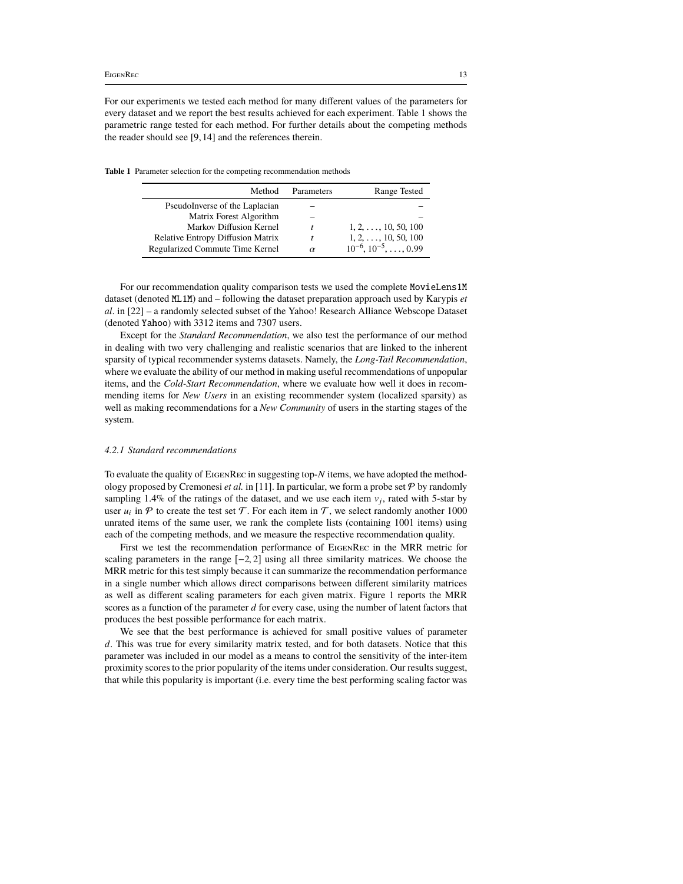For our experiments we tested each method for many different values of the parameters for every dataset and we report the best results achieved for each experiment. Table 1 shows the parametric range tested for each method. For further details about the competing methods the reader should see [9, 14] and the references therein.

**Table 1** Parameter selection for the competing recommendation methods

| Method | Parameters | Range Tested |
|---|---|---|
| PseudoInverse of the Laplacian | – | – |
| Matrix Forest Algorithm | – | – |
| Markov Diffusion Kernel | $t$ | $1, 2, \ldots, 10, 50, 100$ |
| Relative Entropy Diffusion Matrix | $t$ | $1, 2, \ldots, 10, 50, 100$ |
| Regularized Commute Time Kernel | $\alpha$ | $10^{-6}, 10^{-5}, \ldots, 0.99$ |

For our recommendation quality comparison tests we used the complete `MovieLens1M` dataset (denoted `ML1M`) and – following the dataset preparation approach used by Karypis *et al*. in [22] – a randomly selected subset of the Yahoo! Research Alliance Webscope Dataset (denoted `Yahoo`) with 3312 items and 7307 users.

Except for the *Standard Recommendation*, we also test the performance of our method in dealing with two very challenging and realistic scenarios that are linked to the inherent sparsity of typical recommender systems datasets. Namely, the *Long-Tail Recommendation*, where we evaluate the ability of our method in making useful recommendations of unpopular items, and the *Cold-Start Recommendation*, where we evaluate how well it does in recommending items for *New Users* in an existing recommender system (localized sparsity) as well as making recommendations for a *New Community* of users in the starting stages of the system.

#### *4.2.1 Standard recommendations*

To evaluate the quality of EigenRec in suggesting top-$N$ items, we have adopted the methodology proposed by Cremonesi *et al.* in [11]. In particular, we form a probe set $\mathcal{P}$ by randomly sampling 1.4% of the ratings of the dataset, and we use each item $v_j$, rated with 5-star by user $u_i$ in $\mathcal{P}$ to create the test set $\mathcal{T}$. For each item in $\mathcal{T}$, we select randomly another 1000 unrated items of the same user, we rank the complete lists (containing 1001 items) using each of the competing methods, and we measure the respective recommendation quality.

First we test the recommendation performance of EigenRec in the MRR metric for scaling parameters in the range $[-2, 2]$ using all three similarity matrices. We choose the MRR metric for this test simply because it can summarize the recommendation performance in a single number which allows direct comparisons between different similarity matrices as well as different scaling parameters for each given matrix. Figure 1 reports the MRR scores as a function of the parameter $d$ for every case, using the number of latent factors that produces the best possible performance for each matrix.

We see that the best performance is achieved for small positive values of parameter $d$. This was true for every similarity matrix tested, and for both datasets. Notice that this parameter was included in our model as a means to control the sensitivity of the inter-item proximity scores to the prior popularity of the items under consideration. Our results suggest, that while this popularity is important (i.e. every time the best performing scaling factor was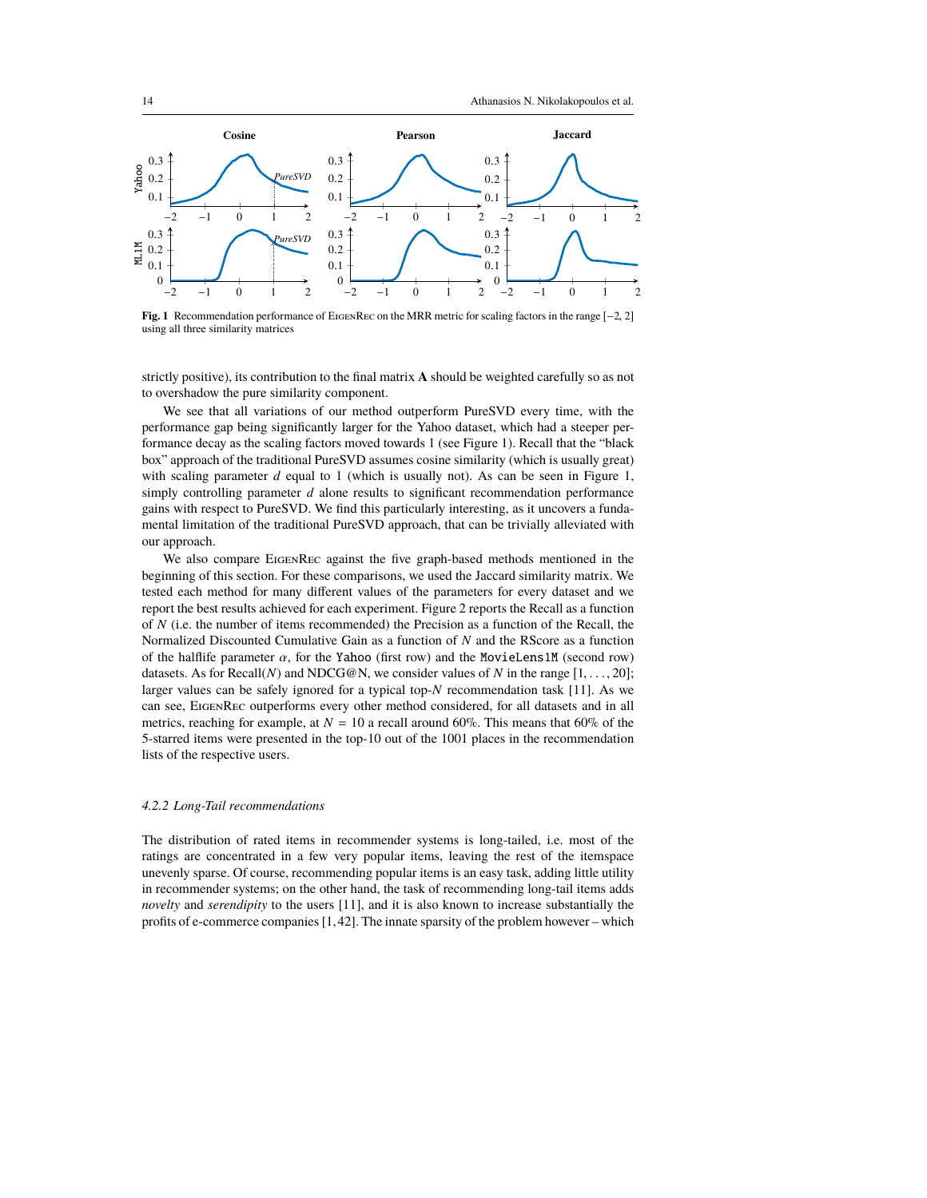**Fig. 1** Recommendation performance of EigenRec on the MRR metric for scaling factors in the range $[-2, 2]$ using all three similarity matrices

strictly positive), its contribution to the final matrix **A** should be weighted carefully so as not to overshadow the pure similarity component.

We see that all variations of our method outperform PureSVD every time, with the performance gap being significantly larger for the Yahoo dataset, which had a steeper performance decay as the scaling factors moved towards 1 (see Figure 1). Recall that the "black box" approach of the traditional PureSVD assumes cosine similarity (which is usually great) with scaling parameter $d$ equal to 1 (which is usually not). As can be seen in Figure 1, simply controlling parameter $d$ alone results to significant recommendation performance gains with respect to PureSVD. We find this particularly interesting, as it uncovers a fundamental limitation of the traditional PureSVD approach, that can be trivially alleviated with our approach.

We also compare EigenRec against the five graph-based methods mentioned in the beginning of this section. For these comparisons, we used the Jaccard similarity matrix. We tested each method for many different values of the parameters for every dataset and we report the best results achieved for each experiment. Figure 2 reports the Recall as a function of $N$ (i.e. the number of items recommended) the Precision as a function of the Recall, the Normalized Discounted Cumulative Gain as a function of $N$ and the RScore as a function of the halflife parameter $\alpha$, for the `Yahoo` (first row) and the `MovieLens1M` (second row) datasets. As for Recall($N$) and NDCG@N, we consider values of $N$ in the range $[1, \ldots, 20]$; larger values can be safely ignored for a typical top-$N$ recommendation task [11]. As we can see, EigenRec outperforms every other method considered, for all datasets and in all metrics, reaching for example, at $N = 10$ a recall around 60%. This means that 60% of the 5-starred items were presented in the top-10 out of the 1001 places in the recommendation lists of the respective users.

#### *4.2.2 Long-Tail recommendations*

The distribution of rated items in recommender systems is long-tailed, i.e. most of the ratings are concentrated in a few very popular items, leaving the rest of the itemspace unevenly sparse. Of course, recommending popular items is an easy task, adding little utility in recommender systems; on the other hand, the task of recommending long-tail items adds *novelty* and *serendipity* to the users [11], and it is also known to increase substantially the profits of e-commerce companies [1,42]. The innate sparsity of the problem however – which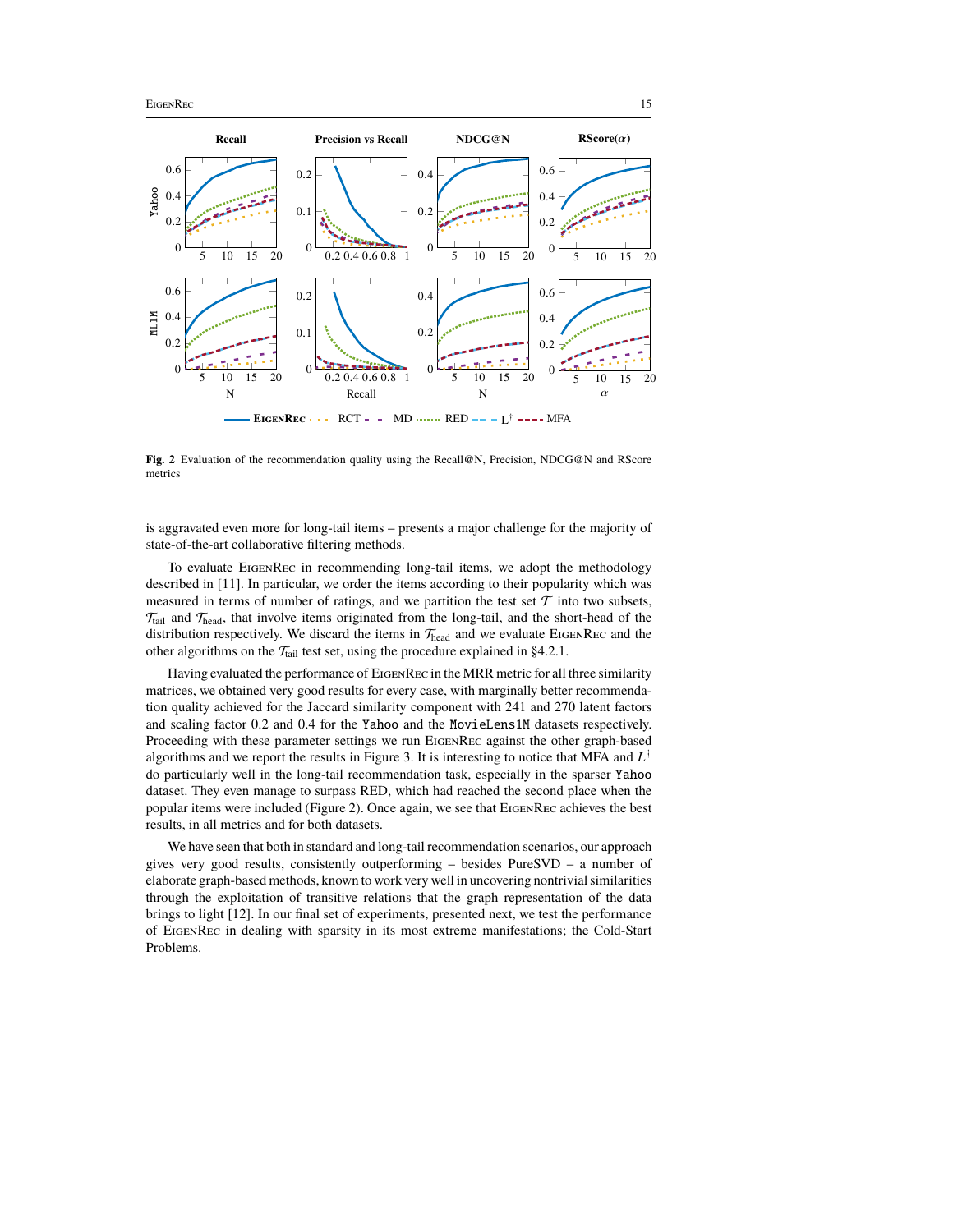**Fig. 2** Evaluation of the recommendation quality using the Recall@N, Precision, NDCG@N and RScore metrics

is aggravated even more for long-tail items – presents a major challenge for the majority of state-of-the-art collaborative filtering methods.

To evaluate EigenRec in recommending long-tail items, we adopt the methodology described in [11]. In particular, we order the items according to their popularity which was measured in terms of number of ratings, and we partition the test set $\mathcal{T}$ into two subsets, $\mathcal{T}_{\text{tail}}$ and $\mathcal{T}_{\text{head}}$, that involve items originated from the long-tail, and the short-head of the distribution respectively. We discard the items in $\mathcal{T}_{\text{head}}$ and we evaluate EigenRec and the other algorithms on the $\mathcal{T}_{\text{tail}}$ test set, using the procedure explained in §4.2.1.

Having evaluated the performance of EigenRec in the MRR metric for all three similarity matrices, we obtained very good results for every case, with marginally better recommendation quality achieved for the Jaccard similarity component with 241 and 270 latent factors and scaling factor 0.2 and 0.4 for the `Yahoo` and the `MovieLens1M` datasets respectively. Proceeding with these parameter settings we run EigenRec against the other graph-based algorithms and we report the results in Figure 3. It is interesting to notice that MFA and $L^{\dagger}$ do particularly well in the long-tail recommendation task, especially in the sparser `Yahoo` dataset. They even manage to surpass RED, which had reached the second place when the popular items were included (Figure 2). Once again, we see that EigenRec achieves the best results, in all metrics and for both datasets.

We have seen that both in standard and long-tail recommendation scenarios, our approach gives very good results, consistently outperforming – besides PureSVD – a number of elaborate graph-based methods, known to work very well in uncovering nontrivial similarities through the exploitation of transitive relations that the graph representation of the data brings to light [12]. In our final set of experiments, presented next, we test the performance of EigenRec in dealing with sparsity in its most extreme manifestations; the Cold-Start Problems.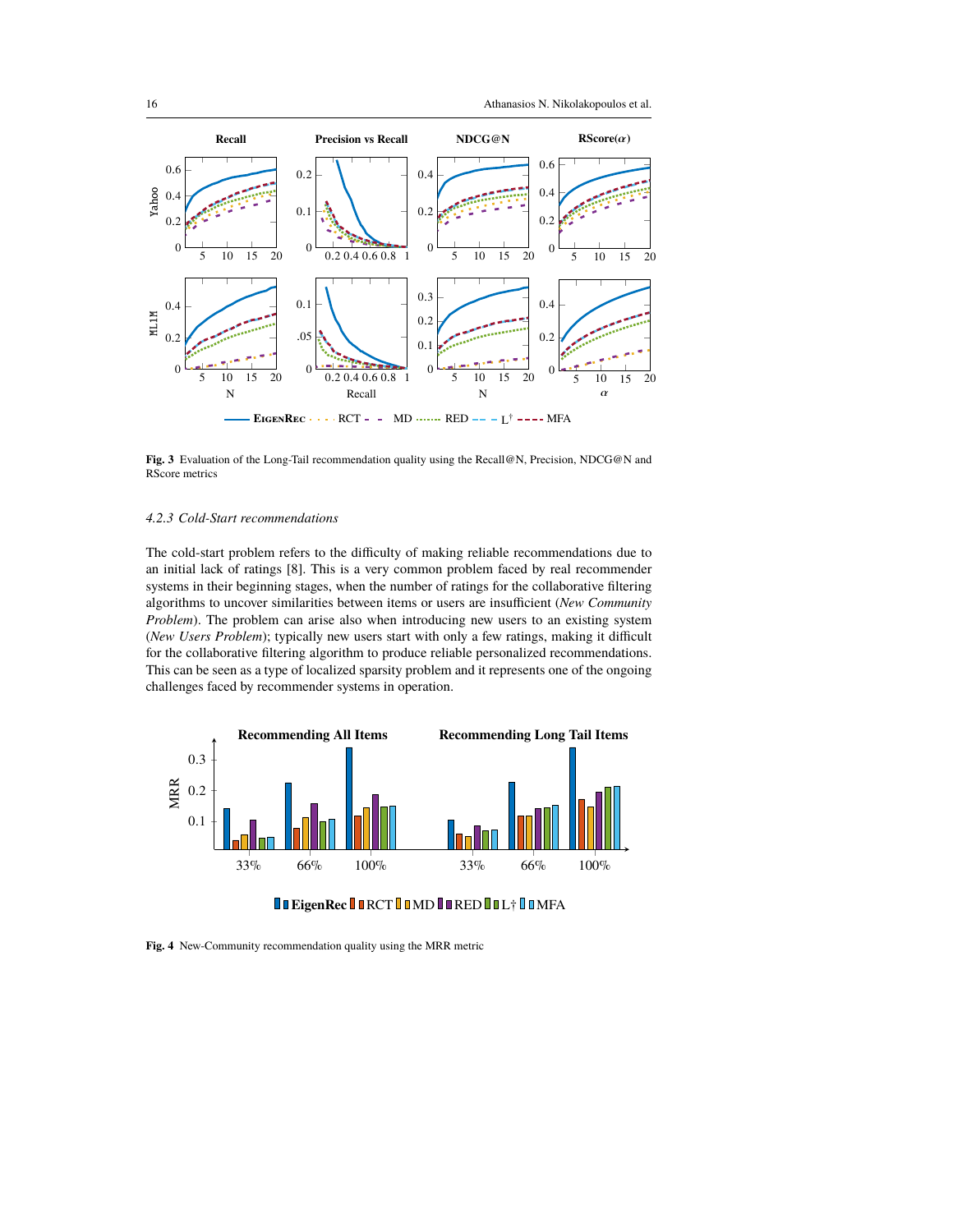**Fig. 3** Evaluation of the Long-Tail recommendation quality using the Recall@N, Precision, NDCG@N and RScore metrics

#### 4.2.3 Cold-Start recommendations

The cold-start problem refers to the difficulty of making reliable recommendations due to an initial lack of ratings [8]. This is a very common problem faced by real recommender systems in their beginning stages, when the number of ratings for the collaborative filtering algorithms to uncover similarities between items or users are insufficient (*New Community Problem*). The problem can arise also when introducing new users to an existing system (*New Users Problem*); typically new users start with only a few ratings, making it difficult for the collaborative filtering algorithm to produce reliable personalized recommendations. This can be seen as a type of localized sparsity problem and it represents one of the ongoing challenges faced by recommender systems in operation.

**Fig. 4** New-Community recommendation quality using the MRR metric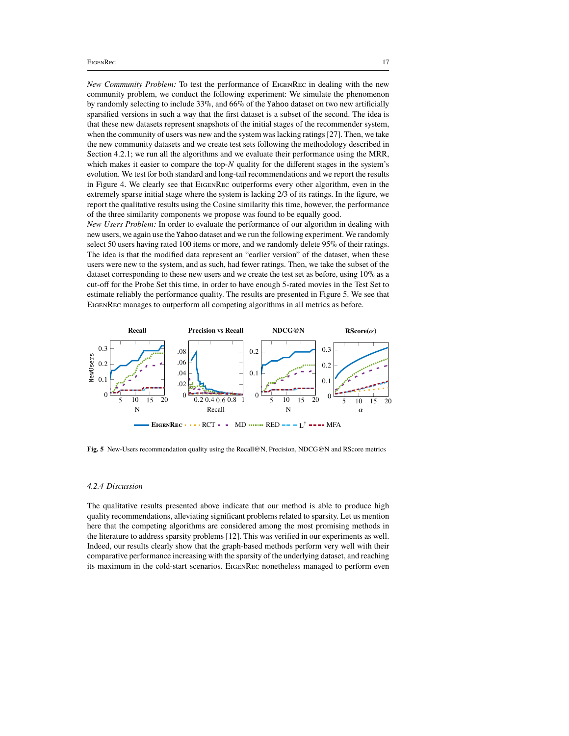*New Community Problem:* To test the performance of EigenRec in dealing with the new community problem, we conduct the following experiment: We simulate the phenomenon by randomly selecting to include 33%, and 66% of the Yahoo dataset on two new artificially sparsified versions in such a way that the first dataset is a subset of the second. The idea is that these new datasets represent snapshots of the initial stages of the recommender system, when the community of users was new and the system was lacking ratings [27]. Then, we take the new community datasets and we create test sets following the methodology described in Section 4.2.1; we run all the algorithms and we evaluate their performance using the MRR, which makes it easier to compare the top-$N$ quality for the different stages in the system's evolution. We test for both standard and long-tail recommendations and we report the results in Figure 4. We clearly see that EigenRec outperforms every other algorithm, even in the extremely sparse initial stage where the system is lacking 2/3 of its ratings. In the figure, we report the qualitative results using the Cosine similarity this time, however, the performance of the three similarity components we propose was found to be equally good.

*New Users Problem:* In order to evaluate the performance of our algorithm in dealing with new users, we again use the Yahoo dataset and we run the following experiment. We randomly select 50 users having rated 100 items or more, and we randomly delete 95% of their ratings. The idea is that the modified data represent an "earlier version" of the dataset, when these users were new to the system, and as such, had fewer ratings. Then, we take the subset of the dataset corresponding to these new users and we create the test set as before, using 10% as a cut-off for the Probe Set this time, in order to have enough 5-rated movies in the Test Set to estimate reliably the performance quality. The results are presented in Figure 5. We see that EigenRec manages to outperform all competing algorithms in all metrics as before.

**Fig. 5** New-Users recommendation quality using the Recall@N, Precision, NDCG@N and RScore metrics

#### 4.2.4 Discussion

The qualitative results presented above indicate that our method is able to produce high quality recommendations, alleviating significant problems related to sparsity. Let us mention here that the competing algorithms are considered among the most promising methods in the literature to address sparsity problems [12]. This was verified in our experiments as well. Indeed, our results clearly show that the graph-based methods perform very well with their comparative performance increasing with the sparsity of the underlying dataset, and reaching its maximum in the cold-start scenarios. EigenRec nonetheless managed to perform even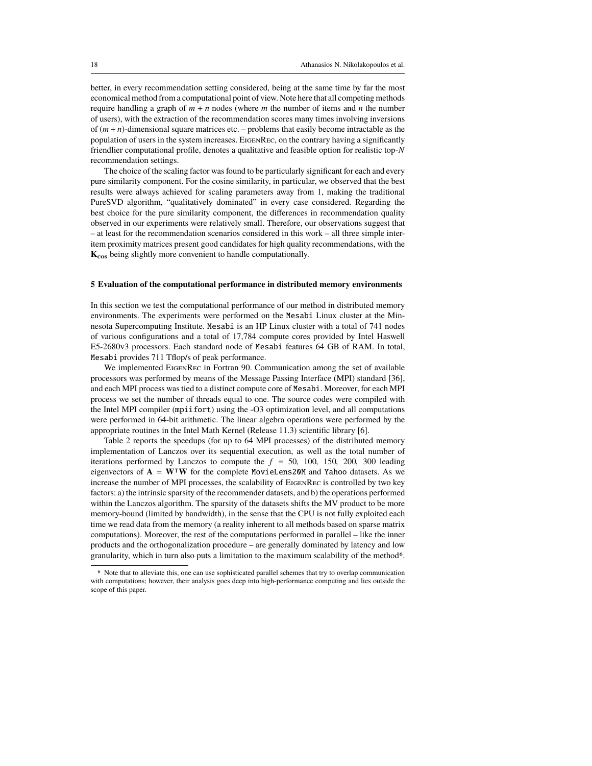better, in every recommendation setting considered, being at the same time by far the most economical method from a computational point of view. Note here that all competing methods require handling a graph of $m + n$ nodes (where $m$ the number of items and $n$ the number of users), with the extraction of the recommendation scores many times involving inversions of $(m+n)$-dimensional square matrices etc. – problems that easily become intractable as the population of users in the system increases. EigenRec, on the contrary having a significantly friendlier computational profile, denotes a qualitative and feasible option for realistic top-$N$ recommendation settings.

The choice of the scaling factor was found to be particularly significant for each and every pure similarity component. For the cosine similarity, in particular, we observed that the best results were always achieved for scaling parameters away from 1, making the traditional PureSVD algorithm, "qualitatively dominated" in every case considered. Regarding the best choice for the pure similarity component, the differences in recommendation quality observed in our experiments were relatively small. Therefore, our observations suggest that – at least for the recommendation scenarios considered in this work – all three simple inter-item proximity matrices present good candidates for high quality recommendations, with the $\mathbf{K_{cos}}$ being slightly more convenient to handle computationally.

## 5 Evaluation of the computational performance in distributed memory environments

In this section we test the computational performance of our method in distributed memory environments. The experiments were performed on the `Mesabi` Linux cluster at the Minnesota Supercomputing Institute. `Mesabi` is an HP Linux cluster with a total of 741 nodes of various configurations and a total of 17,784 compute cores provided by Intel Haswell E5-2680v3 processors. Each standard node of `Mesabi` features 64 GB of RAM. In total, `Mesabi` provides 711 Tflop/s of peak performance.

We implemented EigenRec in Fortran 90. Communication among the set of available processors was performed by means of the Message Passing Interface (MPI) standard [36], and each MPI process was tied to a distinct compute core of `Mesabi`. Moreover, for each MPI process we set the number of threads equal to one. The source codes were compiled with the Intel MPI compiler (`mpiifort`) using the -O3 optimization level, and all computations were performed in 64-bit arithmetic. The linear algebra operations were performed by the appropriate routines in the Intel Math Kernel (Release 11.3) scientific library [6].

Table 2 reports the speedups (for up to 64 MPI processes) of the distributed memory implementation of Lanczos over its sequential execution, as well as the total number of iterations performed by Lanczos to compute the $f = 50, 100, 150, 200, 300$ leading eigenvectors of $\mathbf{A} = \mathbf{W}^{\intercal}\mathbf{W}$ for the complete `MovieLens20M` and `Yahoo` datasets. As we increase the number of MPI processes, the scalability of EigenRec is controlled by two key factors: a) the intrinsic sparsity of the recommender datasets, and b) the operations performed within the Lanczos algorithm. The sparsity of the datasets shifts the MV product to be more memory-bound (limited by bandwidth), in the sense that the CPU is not fully exploited each time we read data from the memory (a reality inherent to all methods based on sparse matrix computations). Moreover, the rest of the computations performed in parallel – like the inner products and the orthogonalization procedure – are generally dominated by latency and low granularity, which in turn also puts a limitation to the maximum scalability of the method[6].

[6] Note that to alleviate this, one can use sophisticated parallel schemes that try to overlap communication with computations; however, their analysis goes deep into high-performance computing and lies outside the scope of this paper.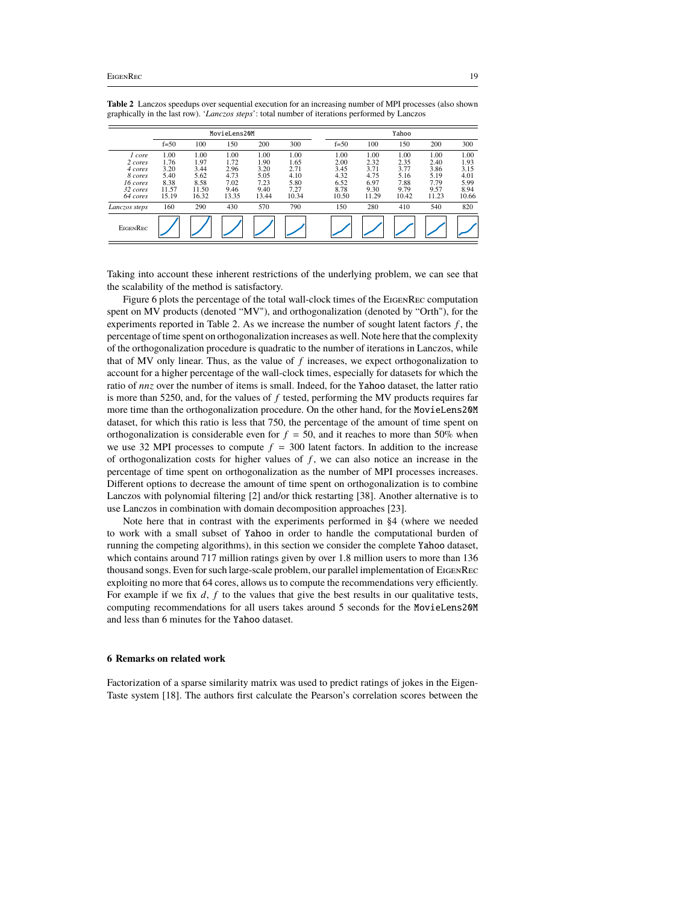**Table 2** Lanczos speedups over sequential execution for an increasing number of MPI processes (also shown graphically in the last row). '*Lanczos steps*': total number of iterations performed by Lanczos

| | MovieLens20M | | | | | Yahoo | | | | |
|---|---|---|---|---|---|---|---|---|---|---|
| | f=50 | 100 | 150 | 200 | 300 | f=50 | 100 | 150 | 200 | 300 |
| *1 core* | 1.00 | 1.00 | 1.00 | 1.00 | 1.00 | 1.00 | 1.00 | 1.00 | 1.00 | 1.00 |
| *2 cores* | 1.76 | 1.97 | 1.72 | 1.90 | 1.65 | 2.00 | 2.32 | 2.35 | 2.40 | 1.93 |
| *4 cores* | 3.20 | 3.44 | 2.96 | 3.20 | 2.71 | 3.45 | 3.71 | 3.77 | 3.86 | 3.15 |
| *8 cores* | 5.40 | 5.62 | 4.73 | 5.05 | 4.10 | 4.32 | 4.75 | 5.16 | 5.19 | 4.01 |
| *16 cores* | 8.38 | 8.58 | 7.02 | 7.23 | 5.80 | 6.52 | 6.97 | 7.88 | 7.79 | 5.99 |
| *32 cores* | 11.57 | 11.50 | 9.46 | 9.40 | 7.27 | 8.78 | 9.30 | 9.79 | 9.57 | 8.94 |
| *64 cores* | 15.19 | 16.32 | 13.35 | 13.44 | 10.34 | 10.50 | 11.29 | 10.42 | 11.23 | 10.66 |
| *Lanczos steps* | 160 | 290 | 430 | 570 | 790 | 150 | 280 | 410 | 540 | 820 |
| EigenRec | | | | | | | | | | |

Taking into account these inherent restrictions of the underlying problem, we can see that the scalability of the method is satisfactory.

Figure 6 plots the percentage of the total wall-clock times of the EigenRec computation spent on MV products (denoted "MV"), and orthogonalization (denoted by "Orth"), for the experiments reported in Table 2. As we increase the number of sought latent factors $f$, the percentage of time spent on orthogonalization increases as well. Note here that the complexity of the orthogonalization procedure is quadratic to the number of iterations in Lanczos, while that of MV only linear. Thus, as the value of $f$ increases, we expect orthogonalization to account for a higher percentage of the wall-clock times, especially for datasets for which the ratio of *nnz* over the number of items is small. Indeed, for the Yahoo dataset, the latter ratio is more than 5250, and, for the values of $f$ tested, performing the MV products requires far more time than the orthogonalization procedure. On the other hand, for the MovieLens20M dataset, for which this ratio is less that 750, the percentage of the amount of time spent on orthogonalization is considerable even for $f = 50$, and it reaches to more than 50% when we use 32 MPI processes to compute $f = 300$ latent factors. In addition to the increase of orthogonalization costs for higher values of $f$, we can also notice an increase in the percentage of time spent on orthogonalization as the number of MPI processes increases. Different options to decrease the amount of time spent on orthogonalization is to combine Lanczos with polynomial filtering [2] and/or thick restarting [38]. Another alternative is to use Lanczos in combination with domain decomposition approaches [23].

Note here that in contrast with the experiments performed in §4 (where we needed to work with a small subset of Yahoo in order to handle the computational burden of running the competing algorithms), in this section we consider the complete Yahoo dataset, which contains around 717 million ratings given by over 1.8 million users to more than 136 thousand songs. Even for such large-scale problem, our parallel implementation of EigenRec exploiting no more that 64 cores, allows us to compute the recommendations very efficiently. For example if we fix $d$, $f$ to the values that give the best results in our qualitative tests, computing recommendations for all users takes around 5 seconds for the MovieLens20M and less than 6 minutes for the Yahoo dataset.

## 6 Remarks on related work

Factorization of a sparse similarity matrix was used to predict ratings of jokes in the EigenTaste system [18]. The authors first calculate the Pearson's correlation scores between the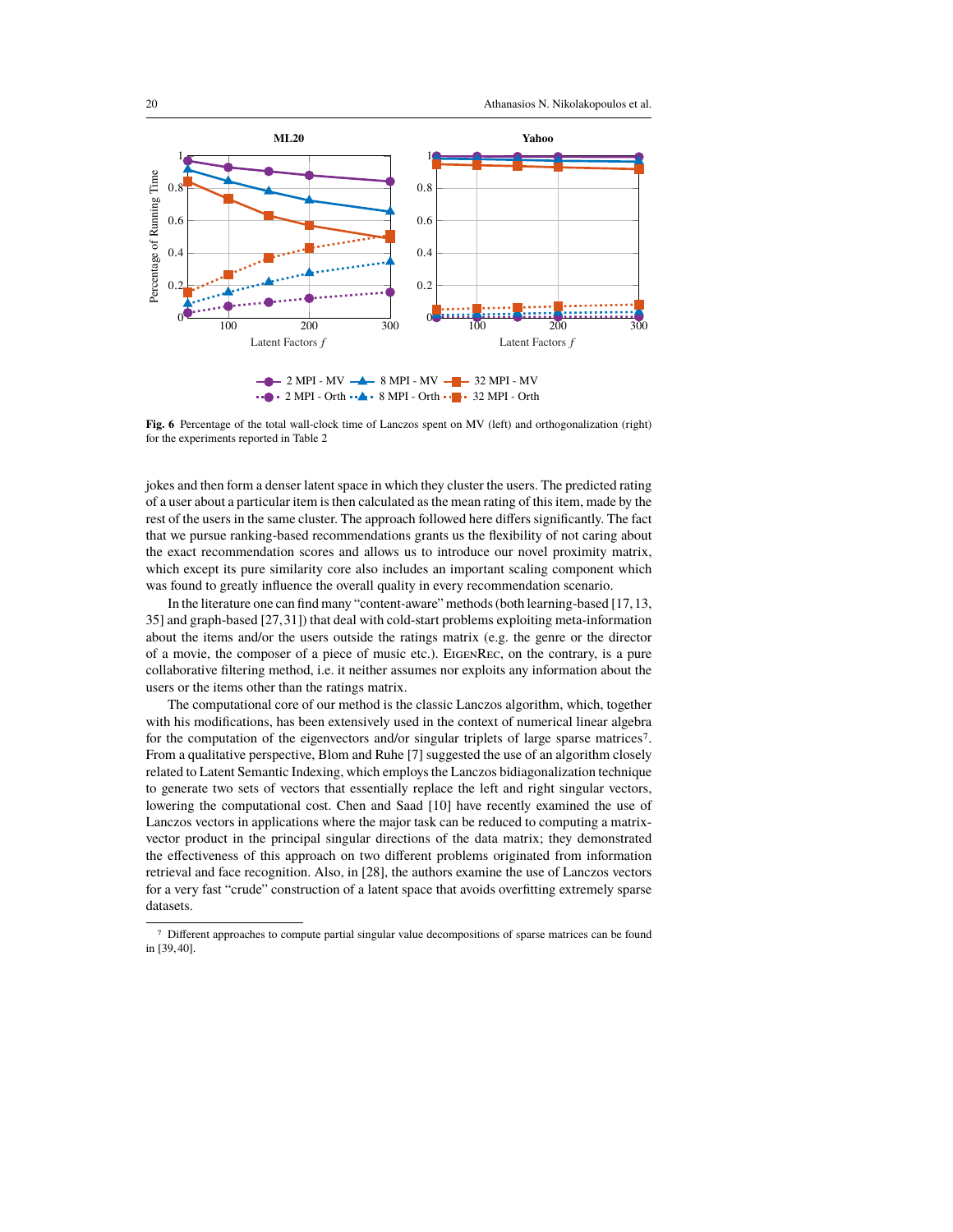**Fig. 6** Percentage of the total wall-clock time of Lanczos spent on MV (left) and orthogonalization (right) for the experiments reported in Table 2

jokes and then form a denser latent space in which they cluster the users. The predicted rating of a user about a particular item is then calculated as the mean rating of this item, made by the rest of the users in the same cluster. The approach followed here differs significantly. The fact that we pursue ranking-based recommendations grants us the flexibility of not caring about the exact recommendation scores and allows us to introduce our novel proximity matrix, which except its pure similarity core also includes an important scaling component which was found to greatly influence the overall quality in every recommendation scenario.

In the literature one can find many "content-aware" methods (both learning-based [17, 13, 35] and graph-based [27, 31]) that deal with cold-start problems exploiting meta-information about the items and/or the users outside the ratings matrix (e.g. the genre or the director of a movie, the composer of a piece of music etc.). EigenRec, on the contrary, is a pure collaborative filtering method, i.e. it neither assumes nor exploits any information about the users or the items other than the ratings matrix.

The computational core of our method is the classic Lanczos algorithm, which, together with his modifications, has been extensively used in the context of numerical linear algebra for the computation of the eigenvectors and/or singular triplets of large sparse matrices[7]. From a qualitative perspective, Blom and Ruhe [7] suggested the use of an algorithm closely related to Latent Semantic Indexing, which employs the Lanczos bidiagonalization technique to generate two sets of vectors that essentially replace the left and right singular vectors, lowering the computational cost. Chen and Saad [10] have recently examined the use of Lanczos vectors in applications where the major task can be reduced to computing a matrix-vector product in the principal singular directions of the data matrix; they demonstrated the effectiveness of this approach on two different problems originated from information retrieval and face recognition. Also, in [28], the authors examine the use of Lanczos vectors for a very fast "crude" construction of a latent space that avoids overfitting extremely sparse datasets.

[7] Different approaches to compute partial singular value decompositions of sparse matrices can be found in [39, 40].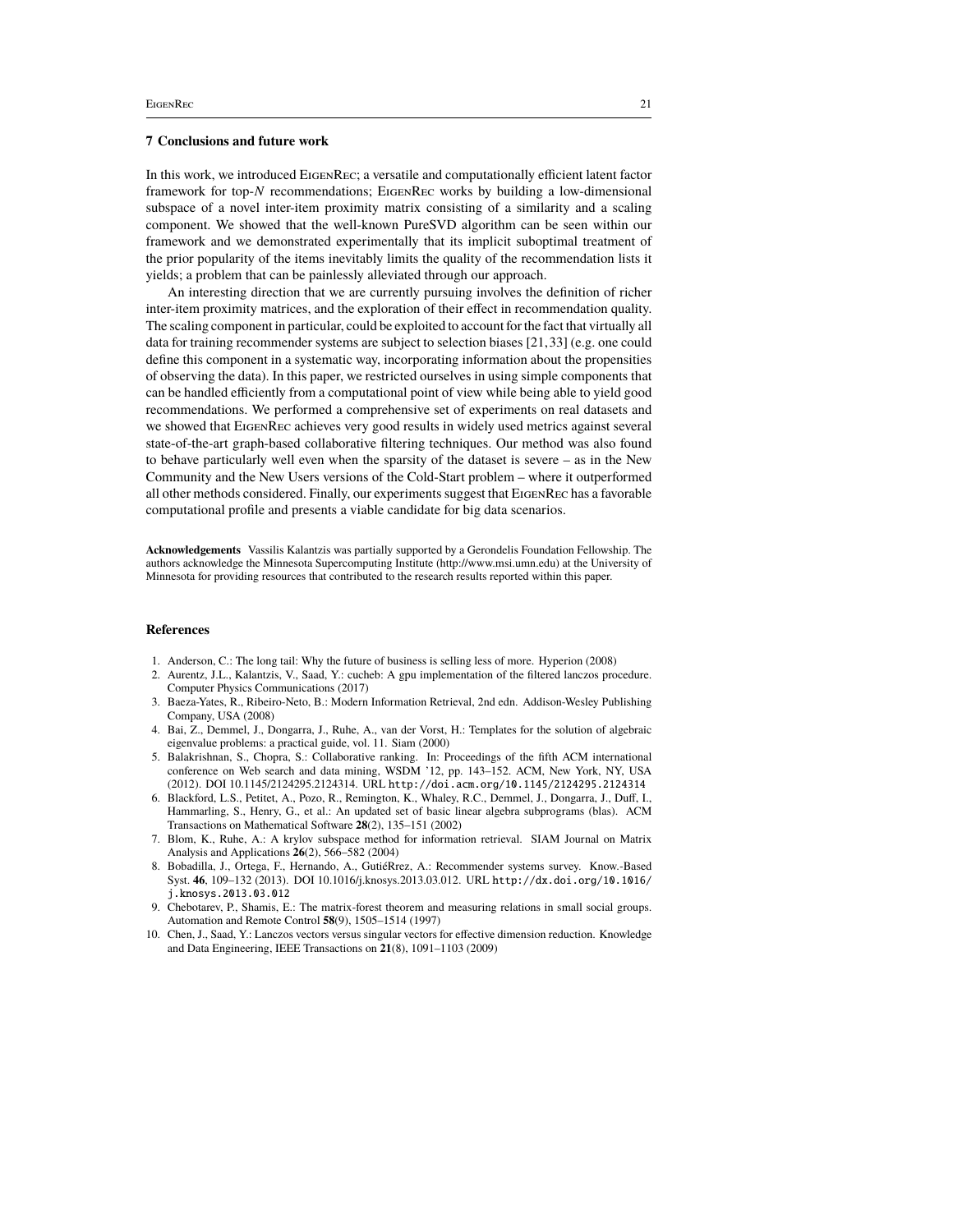## 7 Conclusions and future work

In this work, we introduced EigenRec; a versatile and computationally efficient latent factor framework for top-$N$ recommendations; EigenRec works by building a low-dimensional subspace of a novel inter-item proximity matrix consisting of a similarity and a scaling component. We showed that the well-known PureSVD algorithm can be seen within our framework and we demonstrated experimentally that its implicit suboptimal treatment of the prior popularity of the items inevitably limits the quality of the recommendation lists it yields; a problem that can be painlessly alleviated through our approach.

An interesting direction that we are currently pursuing involves the definition of richer inter-item proximity matrices, and the exploration of their effect in recommendation quality. The scaling component in particular, could be exploited to account for the fact that virtually all data for training recommender systems are subject to selection biases [21, 33] (e.g. one could define this component in a systematic way, incorporating information about the propensities of observing the data). In this paper, we restricted ourselves in using simple components that can be handled efficiently from a computational point of view while being able to yield good recommendations. We performed a comprehensive set of experiments on real datasets and we showed that EigenRec achieves very good results in widely used metrics against several state-of-the-art graph-based collaborative filtering techniques. Our method was also found to behave particularly well even when the sparsity of the dataset is severe – as in the New Community and the New Users versions of the Cold-Start problem – where it outperformed all other methods considered. Finally, our experiments suggest that EigenRec has a favorable computational profile and presents a viable candidate for big data scenarios.

**Acknowledgements** Vassilis Kalantzis was partially supported by a Gerondelis Foundation Fellowship. The authors acknowledge the Minnesota Supercomputing Institute (http://www.msi.umn.edu) at the University of Minnesota for providing resources that contributed to the research results reported within this paper.

## References

1. Anderson, C.: The long tail: Why the future of business is selling less of more. Hyperion (2008)
2. Aurentz, J.L., Kalantzis, V., Saad, Y.: cucheb: A gpu implementation of the filtered lanczos procedure. Computer Physics Communications (2017)
3. Baeza-Yates, R., Ribeiro-Neto, B.: Modern Information Retrieval, 2nd edn. Addison-Wesley Publishing Company, USA (2008)
4. Bai, Z., Demmel, J., Dongarra, J., Ruhe, A., van der Vorst, H.: Templates for the solution of algebraic eigenvalue problems: a practical guide, vol. 11. Siam (2000)
5. Balakrishnan, S., Chopra, S.: Collaborative ranking. In: Proceedings of the fifth ACM international conference on Web search and data mining, WSDM '12, pp. 143–152. ACM, New York, NY, USA (2012). DOI 10.1145/2124295.2124314. URL http://doi.acm.org/10.1145/2124295.2124314
6. Blackford, L.S., Petitet, A., Pozo, R., Remington, K., Whaley, R.C., Demmel, J., Dongarra, J., Duff, I., Hammarling, S., Henry, G., et al.: An updated set of basic linear algebra subprograms (blas). ACM Transactions on Mathematical Software **28**(2), 135–151 (2002)
7. Blom, K., Ruhe, A.: A krylov subspace method for information retrieval. SIAM Journal on Matrix Analysis and Applications **26**(2), 566–582 (2004)
8. Bobadilla, J., Ortega, F., Hernando, A., GutiéRrez, A.: Recommender systems survey. Know.-Based Syst. **46**, 109–132 (2013). DOI 10.1016/j.knosys.2013.03.012. URL http://dx.doi.org/10.1016/j.knosys.2013.03.012
9. Chebotarev, P., Shamis, E.: The matrix-forest theorem and measuring relations in small social groups. Automation and Remote Control **58**(9), 1505–1514 (1997)
10. Chen, J., Saad, Y.: Lanczos vectors versus singular vectors for effective dimension reduction. Knowledge and Data Engineering, IEEE Transactions on **21**(8), 1091–1103 (2009)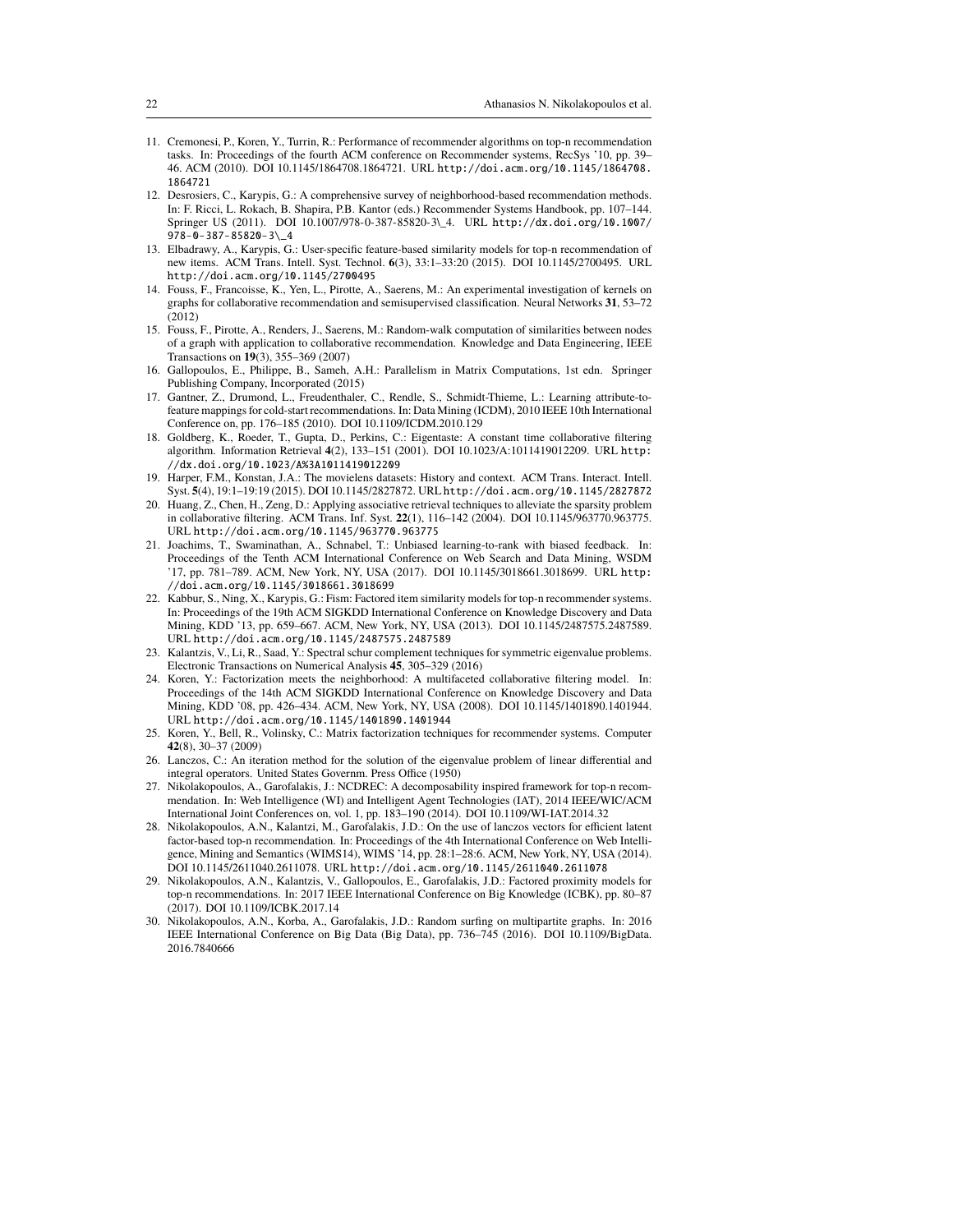11. Cremonesi, P., Koren, Y., Turrin, R.: Performance of recommender algorithms on top-n recommendation tasks. In: Proceedings of the fourth ACM conference on Recommender systems, RecSys '10, pp. 39–46. ACM (2010). DOI 10.1145/1864708.1864721. URL http://doi.acm.org/10.1145/1864708.1864721
12. Desrosiers, C., Karypis, G.: A comprehensive survey of neighborhood-based recommendation methods. In: F. Ricci, L. Rokach, B. Shapira, P.B. Kantor (eds.) Recommender Systems Handbook, pp. 107–144. Springer US (2011). DOI 10.1007/978-0-387-85820-3\_4. URL http://dx.doi.org/10.1007/978-0-387-85820-3\_4
13. Elbadrawy, A., Karypis, G.: User-specific feature-based similarity models for top-n recommendation of new items. ACM Trans. Intell. Syst. Technol. **6**(3), 33:1–33:20 (2015). DOI 10.1145/2700495. URL http://doi.acm.org/10.1145/2700495
14. Fouss, F., Francoisse, K., Yen, L., Pirotte, A., Saerens, M.: An experimental investigation of kernels on graphs for collaborative recommendation and semisupervised classification. Neural Networks **31**, 53–72 (2012)
15. Fouss, F., Pirotte, A., Renders, J., Saerens, M.: Random-walk computation of similarities between nodes of a graph with application to collaborative recommendation. Knowledge and Data Engineering, IEEE Transactions on **19**(3), 355–369 (2007)
16. Gallopoulos, E., Philippe, B., Sameh, A.H.: Parallelism in Matrix Computations, 1st edn. Springer Publishing Company, Incorporated (2015)
17. Gantner, Z., Drumond, L., Freudenthaler, C., Rendle, S., Schmidt-Thieme, L.: Learning attribute-to-feature mappings for cold-start recommendations. In: Data Mining (ICDM), 2010 IEEE 10th International Conference on, pp. 176–185 (2010). DOI 10.1109/ICDM.2010.129
18. Goldberg, K., Roeder, T., Gupta, D., Perkins, C.: Eigentaste: A constant time collaborative filtering algorithm. Information Retrieval **4**(2), 133–151 (2001). DOI 10.1023/A:1011419012209. URL http://dx.doi.org/10.1023/A%3A1011419012209
19. Harper, F.M., Konstan, J.A.: The movielens datasets: History and context. ACM Trans. Interact. Intell. Syst. **5**(4), 19:1–19:19 (2015). DOI 10.1145/2827872. URL http://doi.acm.org/10.1145/2827872
20. Huang, Z., Chen, H., Zeng, D.: Applying associative retrieval techniques to alleviate the sparsity problem in collaborative filtering. ACM Trans. Inf. Syst. **22**(1), 116–142 (2004). DOI 10.1145/963770.963775. URL http://doi.acm.org/10.1145/963770.963775
21. Joachims, T., Swaminathan, A., Schnabel, T.: Unbiased learning-to-rank with biased feedback. In: Proceedings of the Tenth ACM International Conference on Web Search and Data Mining, WSDM '17, pp. 781–789. ACM, New York, NY, USA (2017). DOI 10.1145/3018661.3018699. URL http://doi.acm.org/10.1145/3018661.3018699
22. Kabbur, S., Ning, X., Karypis, G.: Fism: Factored item similarity models for top-n recommender systems. In: Proceedings of the 19th ACM SIGKDD International Conference on Knowledge Discovery and Data Mining, KDD '13, pp. 659–667. ACM, New York, NY, USA (2013). DOI 10.1145/2487575.2487589. URL http://doi.acm.org/10.1145/2487575.2487589
23. Kalantzis, V., Li, R., Saad, Y.: Spectral schur complement techniques for symmetric eigenvalue problems. Electronic Transactions on Numerical Analysis **45**, 305–329 (2016)
24. Koren, Y.: Factorization meets the neighborhood: A multifaceted collaborative filtering model. In: Proceedings of the 14th ACM SIGKDD International Conference on Knowledge Discovery and Data Mining, KDD '08, pp. 426–434. ACM, New York, NY, USA (2008). DOI 10.1145/1401890.1401944. URL http://doi.acm.org/10.1145/1401890.1401944
25. Koren, Y., Bell, R., Volinsky, C.: Matrix factorization techniques for recommender systems. Computer **42**(8), 30–37 (2009)
26. Lanczos, C.: An iteration method for the solution of the eigenvalue problem of linear differential and integral operators. United States Governm. Press Office (1950)
27. Nikolakopoulos, A., Garofalakis, J.: NCDREC: A decomposability inspired framework for top-n recommendation. In: Web Intelligence (WI) and Intelligent Agent Technologies (IAT), 2014 IEEE/WIC/ACM International Joint Conferences on, vol. 1, pp. 183–190 (2014). DOI 10.1109/WI-IAT.2014.32
28. Nikolakopoulos, A.N., Kalantzi, M., Garofalakis, J.D.: On the use of lanczos vectors for efficient latent factor-based top-n recommendation. In: Proceedings of the 4th International Conference on Web Intelligence, Mining and Semantics (WIMS14), WIMS '14, pp. 28:1–28:6. ACM, New York, NY, USA (2014). DOI 10.1145/2611040.2611078. URL http://doi.acm.org/10.1145/2611040.2611078
29. Nikolakopoulos, A.N., Kalantzis, V., Gallopoulos, E., Garofalakis, J.D.: Factored proximity models for top-n recommendations. In: 2017 IEEE International Conference on Big Knowledge (ICBK), pp. 80–87 (2017). DOI 10.1109/ICBK.2017.14
30. Nikolakopoulos, A.N., Korba, A., Garofalakis, J.D.: Random surfing on multipartite graphs. In: 2016 IEEE International Conference on Big Data (Big Data), pp. 736–745 (2016). DOI 10.1109/BigData.2016.7840666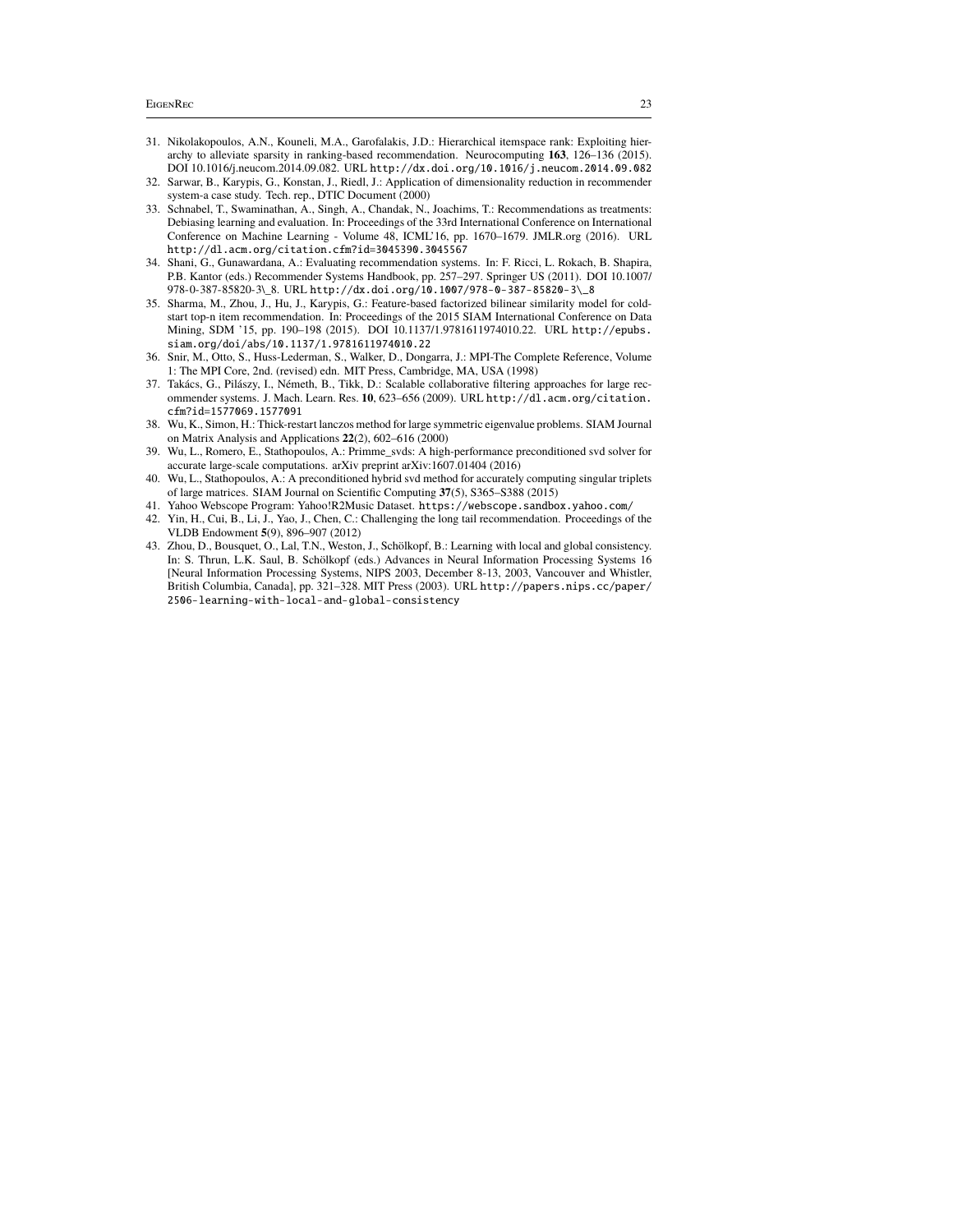31. Nikolakopoulos, A.N., Kouneli, M.A., Garofalakis, J.D.: Hierarchical itemspace rank: Exploiting hierarchy to alleviate sparsity in ranking-based recommendation. Neurocomputing **163**, 126–136 (2015). DOI 10.1016/j.neucom.2014.09.082. URL http://dx.doi.org/10.1016/j.neucom.2014.09.082
32. Sarwar, B., Karypis, G., Konstan, J., Riedl, J.: Application of dimensionality reduction in recommender system-a case study. Tech. rep., DTIC Document (2000)
33. Schnabel, T., Swaminathan, A., Singh, A., Chandak, N., Joachims, T.: Recommendations as treatments: Debiasing learning and evaluation. In: Proceedings of the 33rd International Conference on International Conference on Machine Learning - Volume 48, ICML'16, pp. 1670–1679. JMLR.org (2016). URL http://dl.acm.org/citation.cfm?id=3045390.3045567
34. Shani, G., Gunawardana, A.: Evaluating recommendation systems. In: F. Ricci, L. Rokach, B. Shapira, P.B. Kantor (eds.) Recommender Systems Handbook, pp. 257–297. Springer US (2011). DOI 10.1007/978-0-387-85820-3\_8. URL http://dx.doi.org/10.1007/978-0-387-85820-3\_8
35. Sharma, M., Zhou, J., Hu, J., Karypis, G.: Feature-based factorized bilinear similarity model for cold-start top-n item recommendation. In: Proceedings of the 2015 SIAM International Conference on Data Mining, SDM '15, pp. 190–198 (2015). DOI 10.1137/1.9781611974010.22. URL http://epubs.siam.org/doi/abs/10.1137/1.9781611974010.22
36. Snir, M., Otto, S., Huss-Lederman, S., Walker, D., Dongarra, J.: MPI-The Complete Reference, Volume 1: The MPI Core, 2nd. (revised) edn. MIT Press, Cambridge, MA, USA (1998)
37. Takács, G., Pilászy, I., Németh, B., Tikk, D.: Scalable collaborative filtering approaches for large recommender systems. J. Mach. Learn. Res. **10**, 623–656 (2009). URL http://dl.acm.org/citation.cfm?id=1577069.1577091
38. Wu, K., Simon, H.: Thick-restart lanczos method for large symmetric eigenvalue problems. SIAM Journal on Matrix Analysis and Applications **22**(2), 602–616 (2000)
39. Wu, L., Romero, E., Stathopoulos, A.: Primme_svds: A high-performance preconditioned svd solver for accurate large-scale computations. arXiv preprint arXiv:1607.01404 (2016)
40. Wu, L., Stathopoulos, A.: A preconditioned hybrid svd method for accurately computing singular triplets of large matrices. SIAM Journal on Scientific Computing **37**(5), S365–S388 (2015)
41. Yahoo Webscope Program: Yahoo!R2Music Dataset. https://webscope.sandbox.yahoo.com/
42. Yin, H., Cui, B., Li, J., Yao, J., Chen, C.: Challenging the long tail recommendation. Proceedings of the VLDB Endowment **5**(9), 896–907 (2012)
43. Zhou, D., Bousquet, O., Lal, T.N., Weston, J., Schölkopf, B.: Learning with local and global consistency. In: S. Thrun, L.K. Saul, B. Schölkopf (eds.) Advances in Neural Information Processing Systems 16 [Neural Information Processing Systems, NIPS 2003, December 8-13, 2003, Vancouver and Whistler, British Columbia, Canada], pp. 321–328. MIT Press (2003). URL http://papers.nips.cc/paper/2506-learning-with-local-and-global-consistency